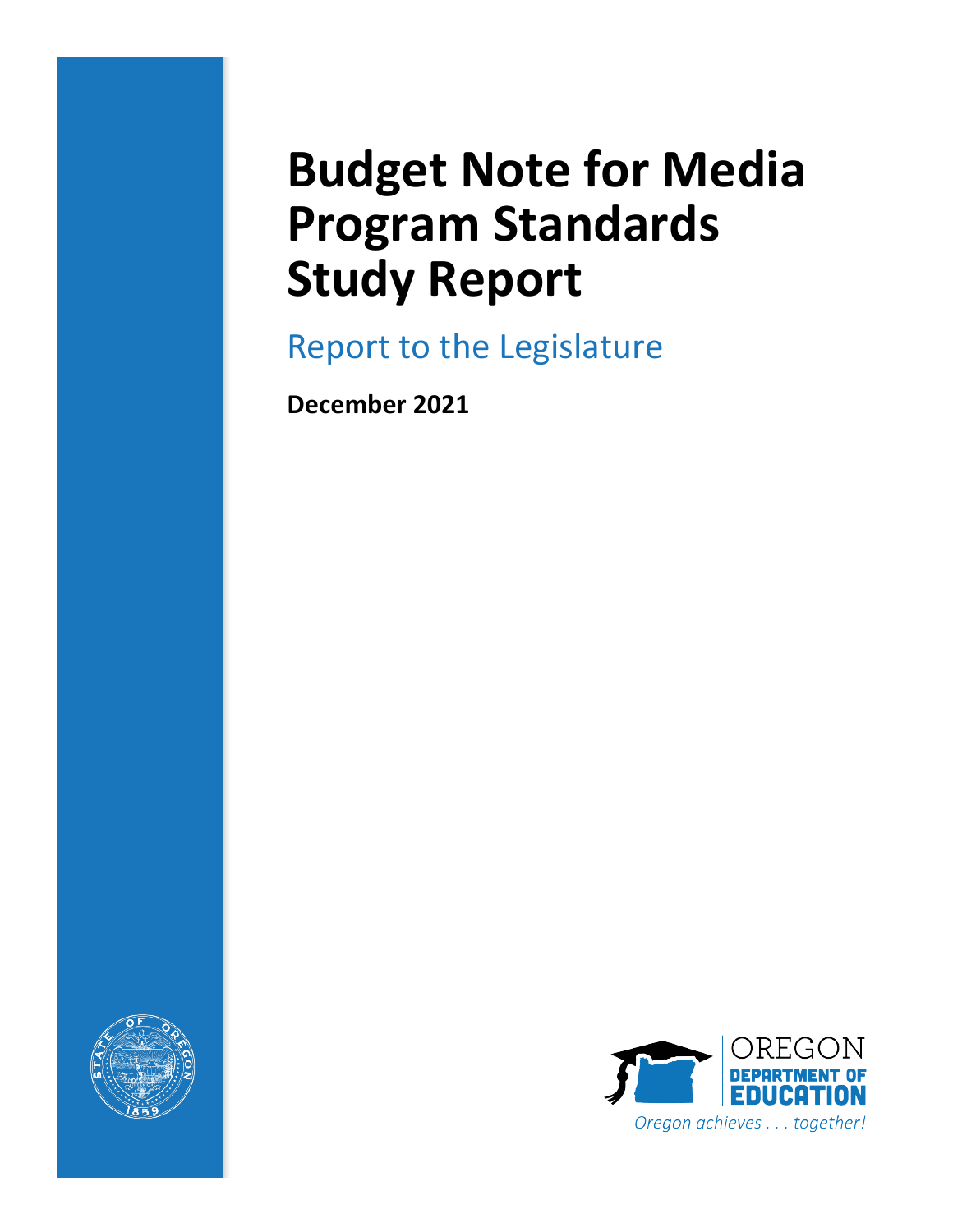# Budget Note for Media Program Standards Study Report

## Report to the Legislature

**December 2021**

OREGON DEPARTMENT OF EDUCATION

*Oregon achieves . . . together!*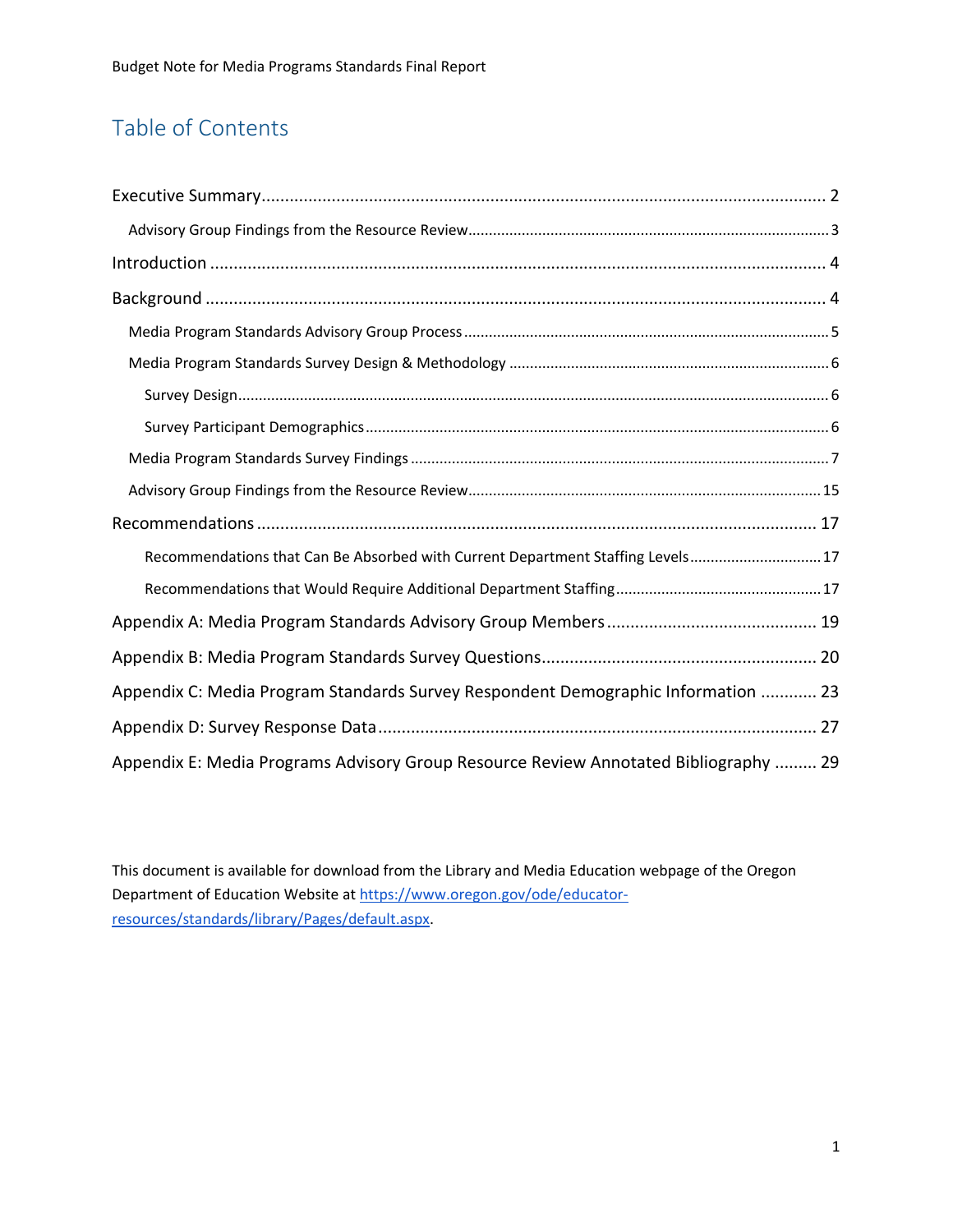# Table of Contents

Executive Summary ........................................................................................................ 2

- Advisory Group Findings from the Resource Review ........................................................ 3

Introduction ................................................................................................................. 4

Background .................................................................................................................. 4

- Media Program Standards Advisory Group Process ......................................................... 5
- Media Program Standards Survey Design & Methodology ............................................... 6
  - Survey Design ............................................................................................................ 6
  - Survey Participant Demographics ................................................................................ 6
- Media Program Standards Survey Findings ..................................................................... 7
- Advisory Group Findings from the Resource Review ...................................................... 15

Recommendations ....................................................................................................... 17

- Recommendations that Can Be Absorbed with Current Department Staffing Levels ......... 17
- Recommendations that Would Require Additional Department Staffing ........................... 17

Appendix A: Media Program Standards Advisory Group Members ............................................. 19

Appendix B: Media Program Standards Survey Questions .......................................................... 20

Appendix C: Media Program Standards Survey Respondent Demographic Information ............ 23

Appendix D: Survey Response Data ............................................................................................. 27

Appendix E: Media Programs Advisory Group Resource Review Annotated Bibliography ......... 29

This document is available for download from the Library and Media Education webpage of the Oregon Department of Education Website at [https://www.oregon.gov/ode/educator-resources/standards/library/Pages/default.aspx](https://www.oregon.gov/ode/educator-resources/standards/library/Pages/default.aspx).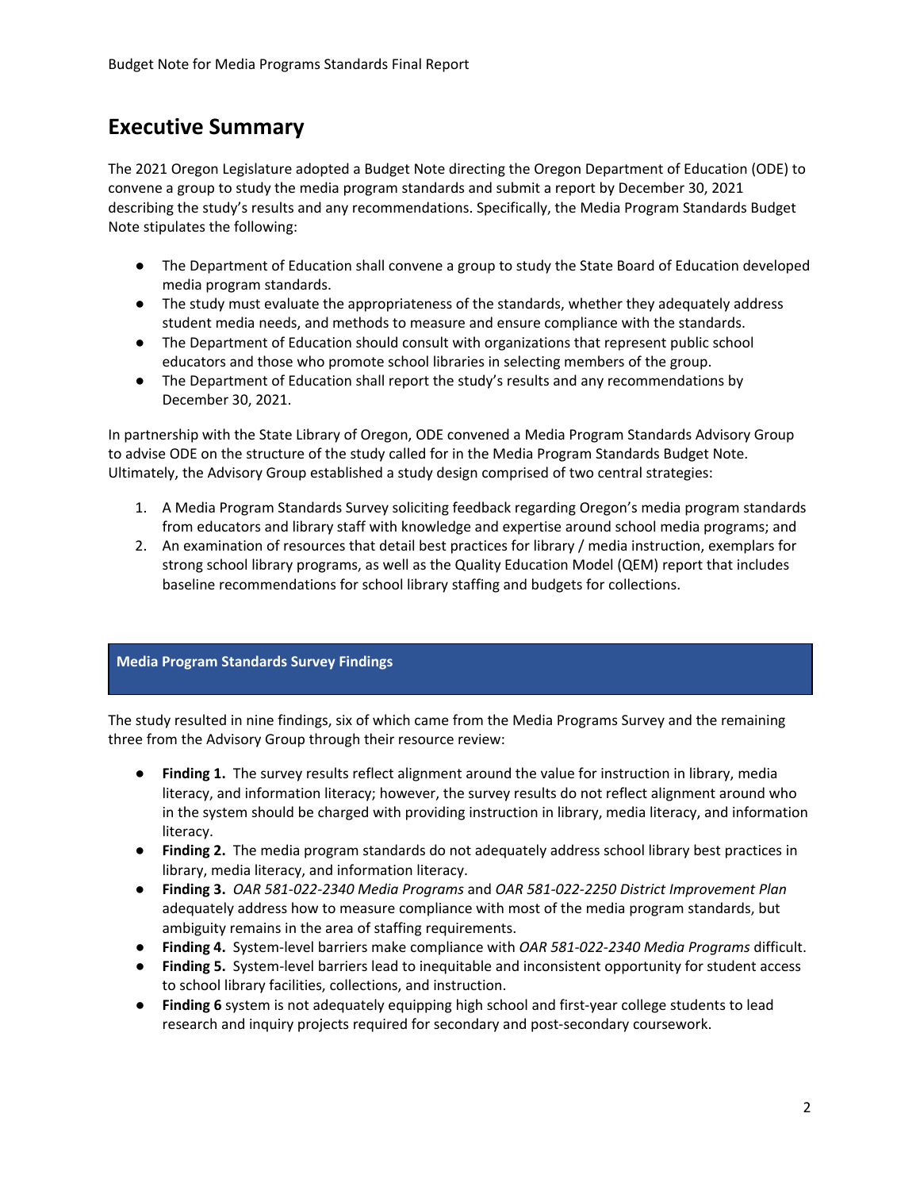# Executive Summary

The 2021 Oregon Legislature adopted a Budget Note directing the Oregon Department of Education (ODE) to convene a group to study the media program standards and submit a report by December 30, 2021 describing the study's results and any recommendations. Specifically, the Media Program Standards Budget Note stipulates the following:

- The Department of Education shall convene a group to study the State Board of Education developed media program standards.
- The study must evaluate the appropriateness of the standards, whether they adequately address student media needs, and methods to measure and ensure compliance with the standards.
- The Department of Education should consult with organizations that represent public school educators and those who promote school libraries in selecting members of the group.
- The Department of Education shall report the study's results and any recommendations by December 30, 2021.

In partnership with the State Library of Oregon, ODE convened a Media Program Standards Advisory Group to advise ODE on the structure of the study called for in the Media Program Standards Budget Note. Ultimately, the Advisory Group established a study design comprised of two central strategies:

1. A Media Program Standards Survey soliciting feedback regarding Oregon's media program standards from educators and library staff with knowledge and expertise around school media programs; and
2. An examination of resources that detail best practices for library / media instruction, exemplars for strong school library programs, as well as the Quality Education Model (QEM) report that includes baseline recommendations for school library staffing and budgets for collections.

## Media Program Standards Survey Findings

The study resulted in nine findings, six of which came from the Media Programs Survey and the remaining three from the Advisory Group through their resource review:

- **Finding 1.** The survey results reflect alignment around the value for instruction in library, media literacy, and information literacy; however, the survey results do not reflect alignment around who in the system should be charged with providing instruction in library, media literacy, and information literacy.
- **Finding 2.** The media program standards do not adequately address school library best practices in library, media literacy, and information literacy.
- **Finding 3.** *OAR 581-022-2340 Media Programs* and *OAR 581-022-2250 District Improvement Plan* adequately address how to measure compliance with most of the media program standards, but ambiguity remains in the area of staffing requirements.
- **Finding 4.** System-level barriers make compliance with *OAR 581-022-2340 Media Programs* difficult.
- **Finding 5.** System-level barriers lead to inequitable and inconsistent opportunity for student access to school library facilities, collections, and instruction.
- **Finding 6** system is not adequately equipping high school and first-year college students to lead research and inquiry projects required for secondary and post-secondary coursework.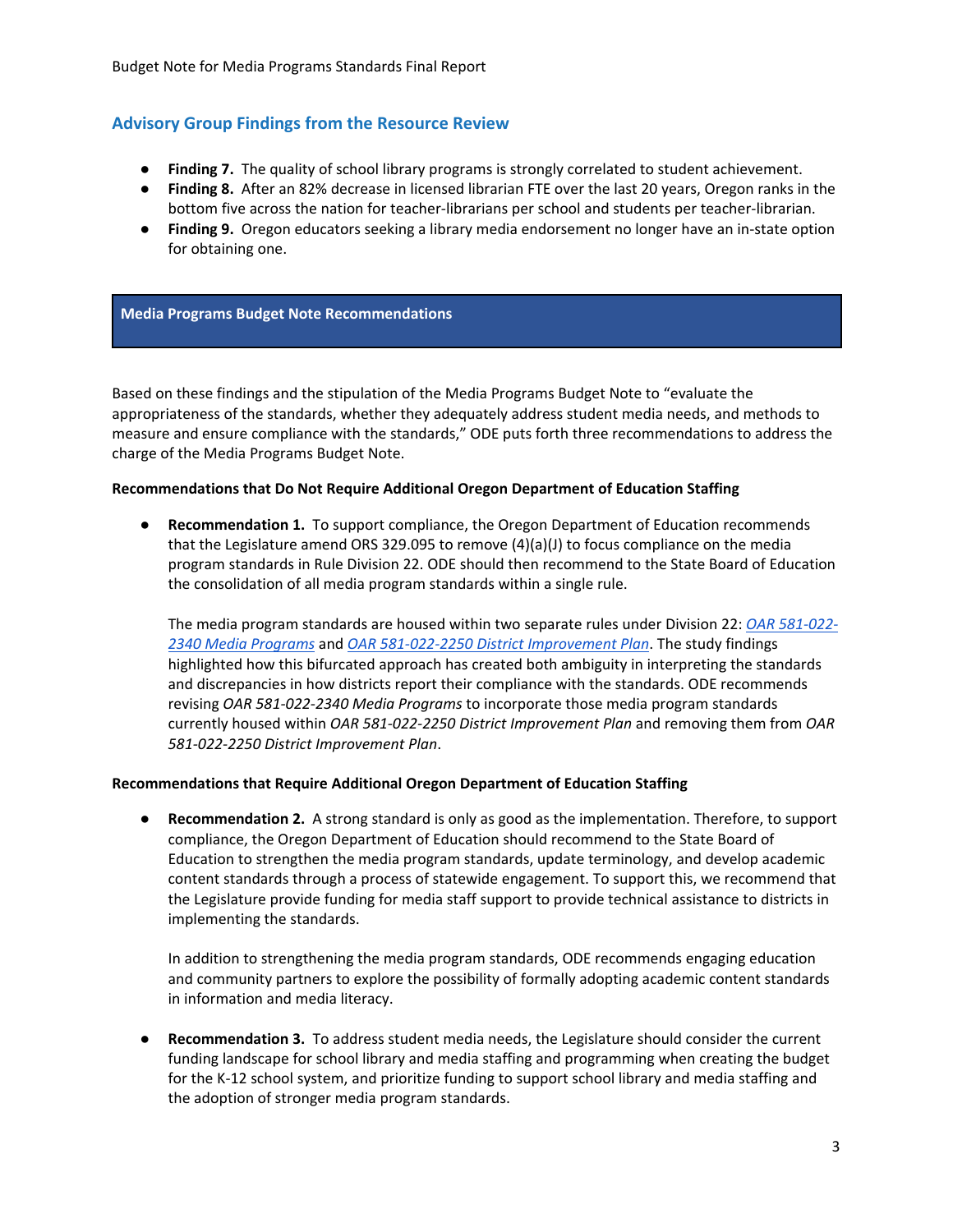## Advisory Group Findings from the Resource Review

- **Finding 7.** The quality of school library programs is strongly correlated to student achievement.
- **Finding 8.** After an 82% decrease in licensed librarian FTE over the last 20 years, Oregon ranks in the bottom five across the nation for teacher-librarians per school and students per teacher-librarian.
- **Finding 9.** Oregon educators seeking a library media endorsement no longer have an in-state option for obtaining one.

## Media Programs Budget Note Recommendations

Based on these findings and the stipulation of the Media Programs Budget Note to "evaluate the appropriateness of the standards, whether they adequately address student media needs, and methods to measure and ensure compliance with the standards," ODE puts forth three recommendations to address the charge of the Media Programs Budget Note.

**Recommendations that Do Not Require Additional Oregon Department of Education Staffing**

- **Recommendation 1.** To support compliance, the Oregon Department of Education recommends that the Legislature amend ORS 329.095 to remove (4)(a)(J) to focus compliance on the media program standards in Rule Division 22. ODE should then recommend to the State Board of Education the consolidation of all media program standards within a single rule.

  The media program standards are housed within two separate rules under Division 22: *OAR 581-022-2340 Media Programs* and *OAR 581-022-2250 District Improvement Plan*. The study findings highlighted how this bifurcated approach has created both ambiguity in interpreting the standards and discrepancies in how districts report their compliance with the standards. ODE recommends revising *OAR 581-022-2340 Media Programs* to incorporate those media program standards currently housed within *OAR 581-022-2250 District Improvement Plan* and removing them from *OAR 581-022-2250 District Improvement Plan*.

**Recommendations that Require Additional Oregon Department of Education Staffing**

- **Recommendation 2.** A strong standard is only as good as the implementation. Therefore, to support compliance, the Oregon Department of Education should recommend to the State Board of Education to strengthen the media program standards, update terminology, and develop academic content standards through a process of statewide engagement. To support this, we recommend that the Legislature provide funding for media staff support to provide technical assistance to districts in implementing the standards.

  In addition to strengthening the media program standards, ODE recommends engaging education and community partners to explore the possibility of formally adopting academic content standards in information and media literacy.

- **Recommendation 3.** To address student media needs, the Legislature should consider the current funding landscape for school library and media staffing and programming when creating the budget for the K-12 school system, and prioritize funding to support school library and media staffing and the adoption of stronger media program standards.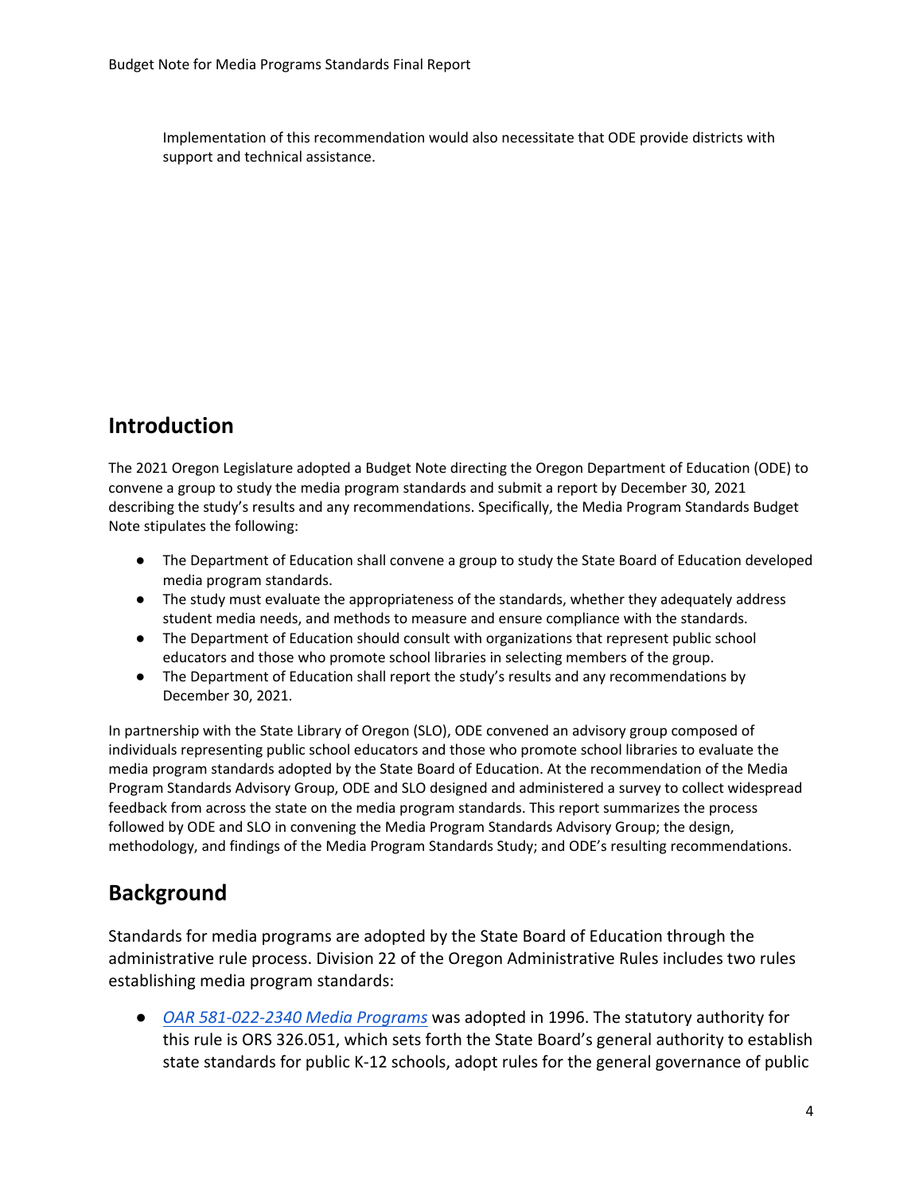Implementation of this recommendation would also necessitate that ODE provide districts with support and technical assistance.

## Introduction

The 2021 Oregon Legislature adopted a Budget Note directing the Oregon Department of Education (ODE) to convene a group to study the media program standards and submit a report by December 30, 2021 describing the study's results and any recommendations. Specifically, the Media Program Standards Budget Note stipulates the following:

- The Department of Education shall convene a group to study the State Board of Education developed media program standards.
- The study must evaluate the appropriateness of the standards, whether they adequately address student media needs, and methods to measure and ensure compliance with the standards.
- The Department of Education should consult with organizations that represent public school educators and those who promote school libraries in selecting members of the group.
- The Department of Education shall report the study's results and any recommendations by December 30, 2021.

In partnership with the State Library of Oregon (SLO), ODE convened an advisory group composed of individuals representing public school educators and those who promote school libraries to evaluate the media program standards adopted by the State Board of Education. At the recommendation of the Media Program Standards Advisory Group, ODE and SLO designed and administered a survey to collect widespread feedback from across the state on the media program standards. This report summarizes the process followed by ODE and SLO in convening the Media Program Standards Advisory Group; the design, methodology, and findings of the Media Program Standards Study; and ODE's resulting recommendations.

## Background

Standards for media programs are adopted by the State Board of Education through the administrative rule process. Division 22 of the Oregon Administrative Rules includes two rules establishing media program standards:

- *OAR 581-022-2340 Media Programs* was adopted in 1996. The statutory authority for this rule is ORS 326.051, which sets forth the State Board's general authority to establish state standards for public K-12 schools, adopt rules for the general governance of public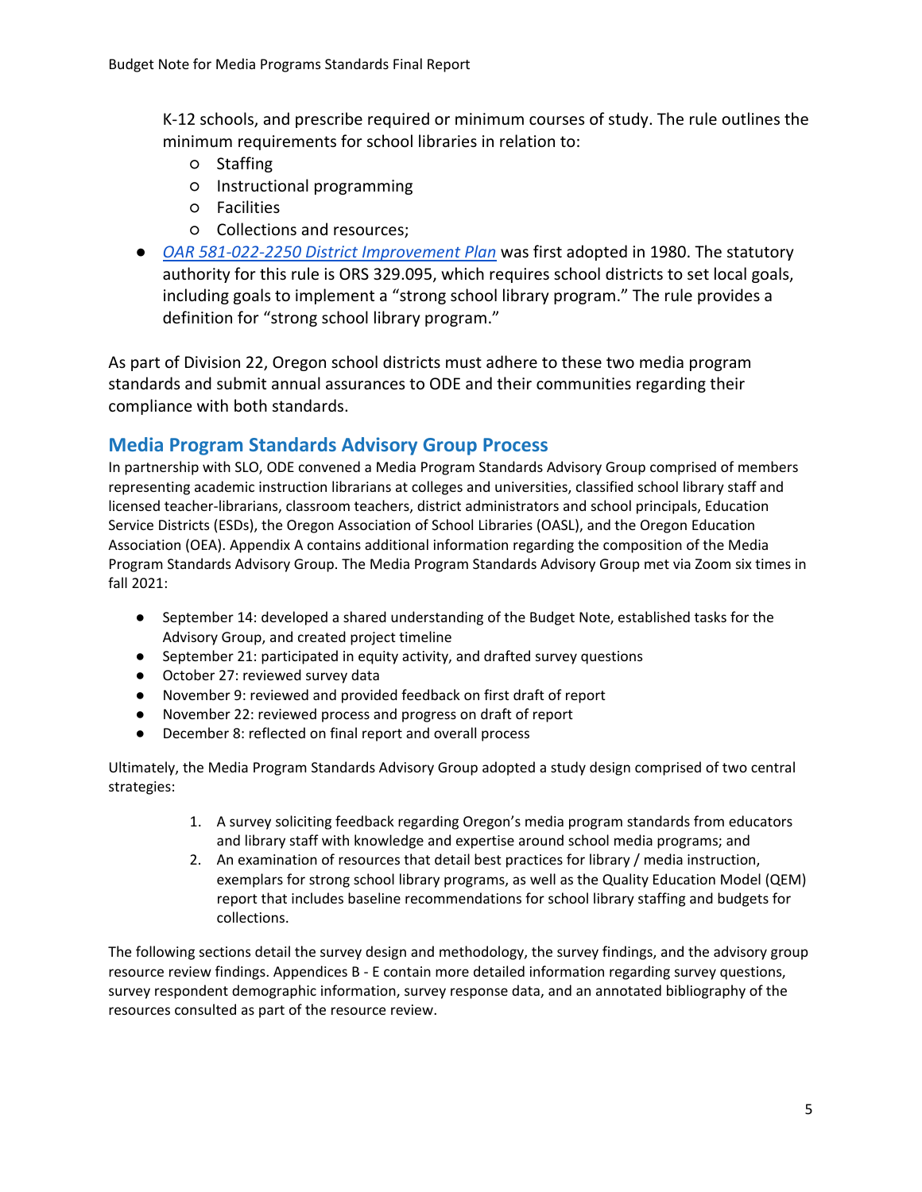K-12 schools, and prescribe required or minimum courses of study. The rule outlines the minimum requirements for school libraries in relation to:
    - Staffing
    - Instructional programming
    - Facilities
    - Collections and resources;
- *OAR 581-022-2250 District Improvement Plan* was first adopted in 1980. The statutory authority for this rule is ORS 329.095, which requires school districts to set local goals, including goals to implement a "strong school library program." The rule provides a definition for "strong school library program."

As part of Division 22, Oregon school districts must adhere to these two media program standards and submit annual assurances to ODE and their communities regarding their compliance with both standards.

## Media Program Standards Advisory Group Process

In partnership with SLO, ODE convened a Media Program Standards Advisory Group comprised of members representing academic instruction librarians at colleges and universities, classified school library staff and licensed teacher-librarians, classroom teachers, district administrators and school principals, Education Service Districts (ESDs), the Oregon Association of School Libraries (OASL), and the Oregon Education Association (OEA). Appendix A contains additional information regarding the composition of the Media Program Standards Advisory Group. The Media Program Standards Advisory Group met via Zoom six times in fall 2021:

- September 14: developed a shared understanding of the Budget Note, established tasks for the Advisory Group, and created project timeline
- September 21: participated in equity activity, and drafted survey questions
- October 27: reviewed survey data
- November 9: reviewed and provided feedback on first draft of report
- November 22: reviewed process and progress on draft of report
- December 8: reflected on final report and overall process

Ultimately, the Media Program Standards Advisory Group adopted a study design comprised of two central strategies:

1. A survey soliciting feedback regarding Oregon's media program standards from educators and library staff with knowledge and expertise around school media programs; and
2. An examination of resources that detail best practices for library / media instruction, exemplars for strong school library programs, as well as the Quality Education Model (QEM) report that includes baseline recommendations for school library staffing and budgets for collections.

The following sections detail the survey design and methodology, the survey findings, and the advisory group resource review findings. Appendices B - E contain more detailed information regarding survey questions, survey respondent demographic information, survey response data, and an annotated bibliography of the resources consulted as part of the resource review.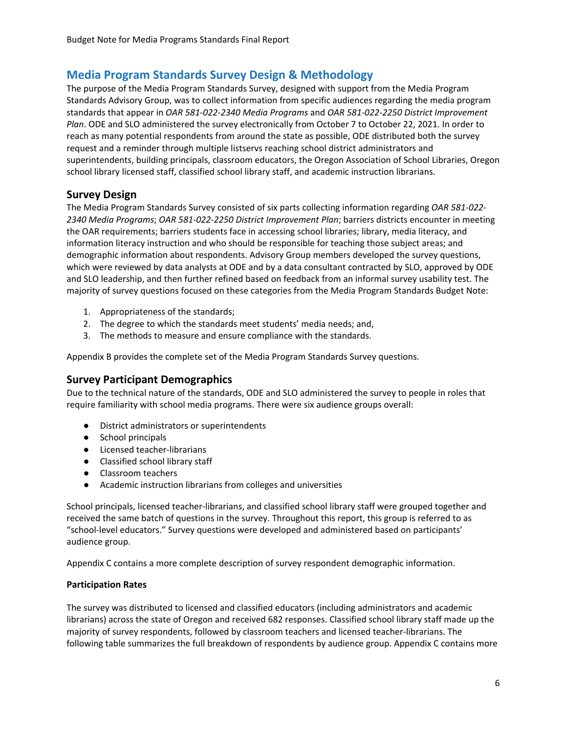## Media Program Standards Survey Design & Methodology

The purpose of the Media Program Standards Survey, designed with support from the Media Program Standards Advisory Group, was to collect information from specific audiences regarding the media program standards that appear in *OAR 581-022-2340 Media Programs* and *OAR 581-022-2250 District Improvement Plan*. ODE and SLO administered the survey electronically from October 7 to October 22, 2021. In order to reach as many potential respondents from around the state as possible, ODE distributed both the survey request and a reminder through multiple listservs reaching school district administrators and superintendents, building principals, classroom educators, the Oregon Association of School Libraries, Oregon school library licensed staff, classified school library staff, and academic instruction librarians.

### Survey Design

The Media Program Standards Survey consisted of six parts collecting information regarding *OAR 581-022-2340 Media Programs*; *OAR 581-022-2250 District Improvement Plan*; barriers districts encounter in meeting the OAR requirements; barriers students face in accessing school libraries; library, media literacy, and information literacy instruction and who should be responsible for teaching those subject areas; and demographic information about respondents. Advisory Group members developed the survey questions, which were reviewed by data analysts at ODE and by a data consultant contracted by SLO, approved by ODE and SLO leadership, and then further refined based on feedback from an informal survey usability test. The majority of survey questions focused on these categories from the Media Program Standards Budget Note:

1. Appropriateness of the standards;
2. The degree to which the standards meet students' media needs; and,
3. The methods to measure and ensure compliance with the standards.

Appendix B provides the complete set of the Media Program Standards Survey questions.

### Survey Participant Demographics

Due to the technical nature of the standards, ODE and SLO administered the survey to people in roles that require familiarity with school media programs. There were six audience groups overall:

- District administrators or superintendents
- School principals
- Licensed teacher-librarians
- Classified school library staff
- Classroom teachers
- Academic instruction librarians from colleges and universities

School principals, licensed teacher-librarians, and classified school library staff were grouped together and received the same batch of questions in the survey. Throughout this report, this group is referred to as "school-level educators." Survey questions were developed and administered based on participants' audience group.

Appendix C contains a more complete description of survey respondent demographic information.

**Participation Rates**

The survey was distributed to licensed and classified educators (including administrators and academic librarians) across the state of Oregon and received 682 responses. Classified school library staff made up the majority of survey respondents, followed by classroom teachers and licensed teacher-librarians. The following table summarizes the full breakdown of respondents by audience group. Appendix C contains more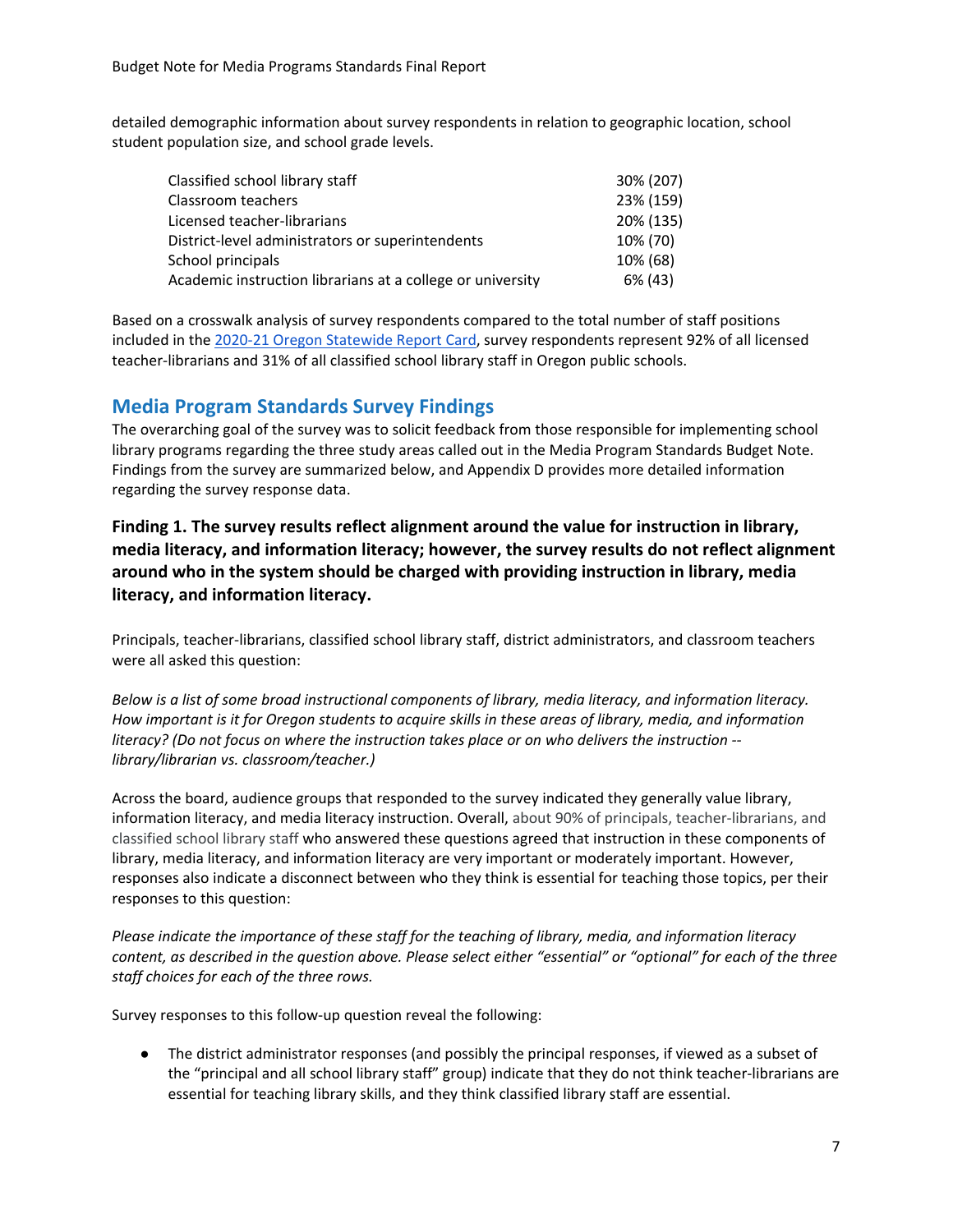detailed demographic information about survey respondents in relation to geographic location, school student population size, and school grade levels.

| | |
|---|---|
| Classified school library staff | 30% (207) |
| Classroom teachers | 23% (159) |
| Licensed teacher-librarians | 20% (135) |
| District-level administrators or superintendents | 10% (70) |
| School principals | 10% (68) |
| Academic instruction librarians at a college or university | 6% (43) |

Based on a crosswalk analysis of survey respondents compared to the total number of staff positions included in the [2020-21 Oregon Statewide Report Card](), survey respondents represent 92% of all licensed teacher-librarians and 31% of all classified school library staff in Oregon public schools.

## Media Program Standards Survey Findings

The overarching goal of the survey was to solicit feedback from those responsible for implementing school library programs regarding the three study areas called out in the Media Program Standards Budget Note. Findings from the survey are summarized below, and Appendix D provides more detailed information regarding the survey response data.

### Finding 1. The survey results reflect alignment around the value for instruction in library, media literacy, and information literacy; however, the survey results do not reflect alignment around who in the system should be charged with providing instruction in library, media literacy, and information literacy.

Principals, teacher-librarians, classified school library staff, district administrators, and classroom teachers were all asked this question:

*Below is a list of some broad instructional components of library, media literacy, and information literacy. How important is it for Oregon students to acquire skills in these areas of library, media, and information literacy? (Do not focus on where the instruction takes place or on who delivers the instruction -- library/librarian vs. classroom/teacher.)*

Across the board, audience groups that responded to the survey indicated they generally value library, information literacy, and media literacy instruction. Overall, about 90% of principals, teacher-librarians, and classified school library staff who answered these questions agreed that instruction in these components of library, media literacy, and information literacy are very important or moderately important. However, responses also indicate a disconnect between who they think is essential for teaching those topics, per their responses to this question:

*Please indicate the importance of these staff for the teaching of library, media, and information literacy content, as described in the question above. Please select either "essential" or "optional" for each of the three staff choices for each of the three rows.*

Survey responses to this follow-up question reveal the following:

- The district administrator responses (and possibly the principal responses, if viewed as a subset of the "principal and all school library staff" group) indicate that they do not think teacher-librarians are essential for teaching library skills, and they think classified library staff are essential.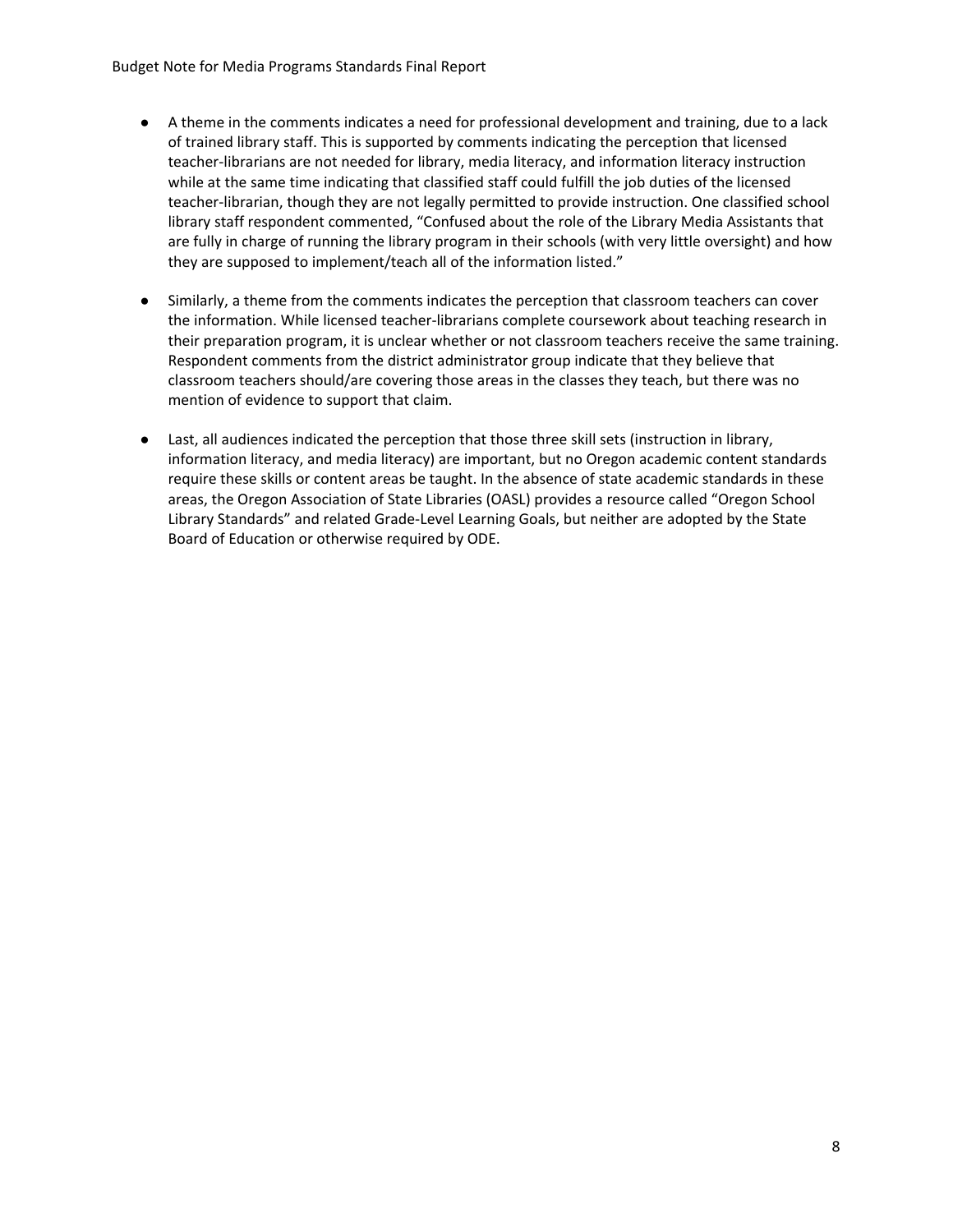- A theme in the comments indicates a need for professional development and training, due to a lack of trained library staff. This is supported by comments indicating the perception that licensed teacher-librarians are not needed for library, media literacy, and information literacy instruction while at the same time indicating that classified staff could fulfill the job duties of the licensed teacher-librarian, though they are not legally permitted to provide instruction. One classified school library staff respondent commented, "Confused about the role of the Library Media Assistants that are fully in charge of running the library program in their schools (with very little oversight) and how they are supposed to implement/teach all of the information listed."

- Similarly, a theme from the comments indicates the perception that classroom teachers can cover the information. While licensed teacher-librarians complete coursework about teaching research in their preparation program, it is unclear whether or not classroom teachers receive the same training. Respondent comments from the district administrator group indicate that they believe that classroom teachers should/are covering those areas in the classes they teach, but there was no mention of evidence to support that claim.

- Last, all audiences indicated the perception that those three skill sets (instruction in library, information literacy, and media literacy) are important, but no Oregon academic content standards require these skills or content areas be taught. In the absence of state academic standards in these areas, the Oregon Association of State Libraries (OASL) provides a resource called "Oregon School Library Standards" and related Grade-Level Learning Goals, but neither are adopted by the State Board of Education or otherwise required by ODE.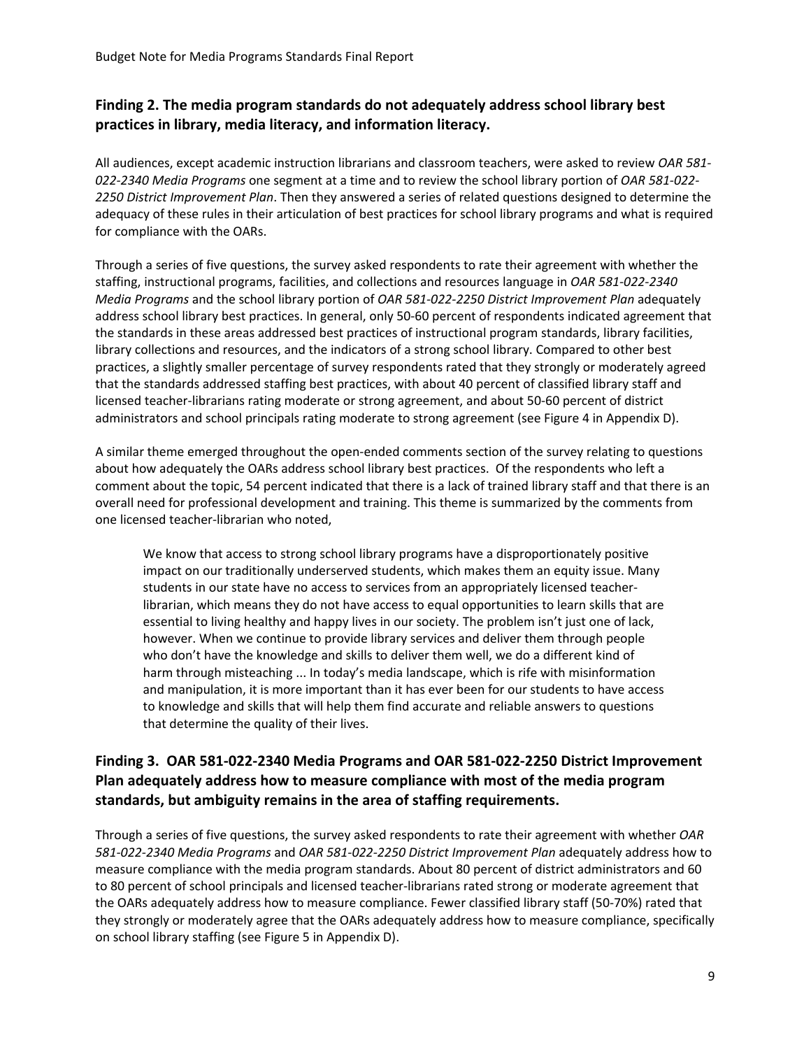## Finding 2. The media program standards do not adequately address school library best practices in library, media literacy, and information literacy.

All audiences, except academic instruction librarians and classroom teachers, were asked to review *OAR 581-022-2340 Media Programs* one segment at a time and to review the school library portion of *OAR 581-022-2250 District Improvement Plan*. Then they answered a series of related questions designed to determine the adequacy of these rules in their articulation of best practices for school library programs and what is required for compliance with the OARs.

Through a series of five questions, the survey asked respondents to rate their agreement with whether the staffing, instructional programs, facilities, and collections and resources language in *OAR 581-022-2340 Media Programs* and the school library portion of *OAR 581-022-2250 District Improvement Plan* adequately address school library best practices. In general, only 50-60 percent of respondents indicated agreement that the standards in these areas addressed best practices of instructional program standards, library facilities, library collections and resources, and the indicators of a strong school library. Compared to other best practices, a slightly smaller percentage of survey respondents rated that they strongly or moderately agreed that the standards addressed staffing best practices, with about 40 percent of classified library staff and licensed teacher-librarians rating moderate or strong agreement, and about 50-60 percent of district administrators and school principals rating moderate to strong agreement (see Figure 4 in Appendix D).

A similar theme emerged throughout the open-ended comments section of the survey relating to questions about how adequately the OARs address school library best practices. Of the respondents who left a comment about the topic, 54 percent indicated that there is a lack of trained library staff and that there is an overall need for professional development and training. This theme is summarized by the comments from one licensed teacher-librarian who noted,

> We know that access to strong school library programs have a disproportionately positive impact on our traditionally underserved students, which makes them an equity issue. Many students in our state have no access to services from an appropriately licensed teacher-librarian, which means they do not have access to equal opportunities to learn skills that are essential to living healthy and happy lives in our society. The problem isn't just one of lack, however. When we continue to provide library services and deliver them through people who don't have the knowledge and skills to deliver them well, we do a different kind of harm through misteaching ... In today's media landscape, which is rife with misinformation and manipulation, it is more important than it has ever been for our students to have access to knowledge and skills that will help them find accurate and reliable answers to questions that determine the quality of their lives.

## Finding 3. OAR 581-022-2340 Media Programs and OAR 581-022-2250 District Improvement Plan adequately address how to measure compliance with most of the media program standards, but ambiguity remains in the area of staffing requirements.

Through a series of five questions, the survey asked respondents to rate their agreement with whether *OAR 581-022-2340 Media Programs* and *OAR 581-022-2250 District Improvement Plan* adequately address how to measure compliance with the media program standards. About 80 percent of district administrators and 60 to 80 percent of school principals and licensed teacher-librarians rated strong or moderate agreement that the OARs adequately address how to measure compliance. Fewer classified library staff (50-70%) rated that they strongly or moderately agree that the OARs adequately address how to measure compliance, specifically on school library staffing (see Figure 5 in Appendix D).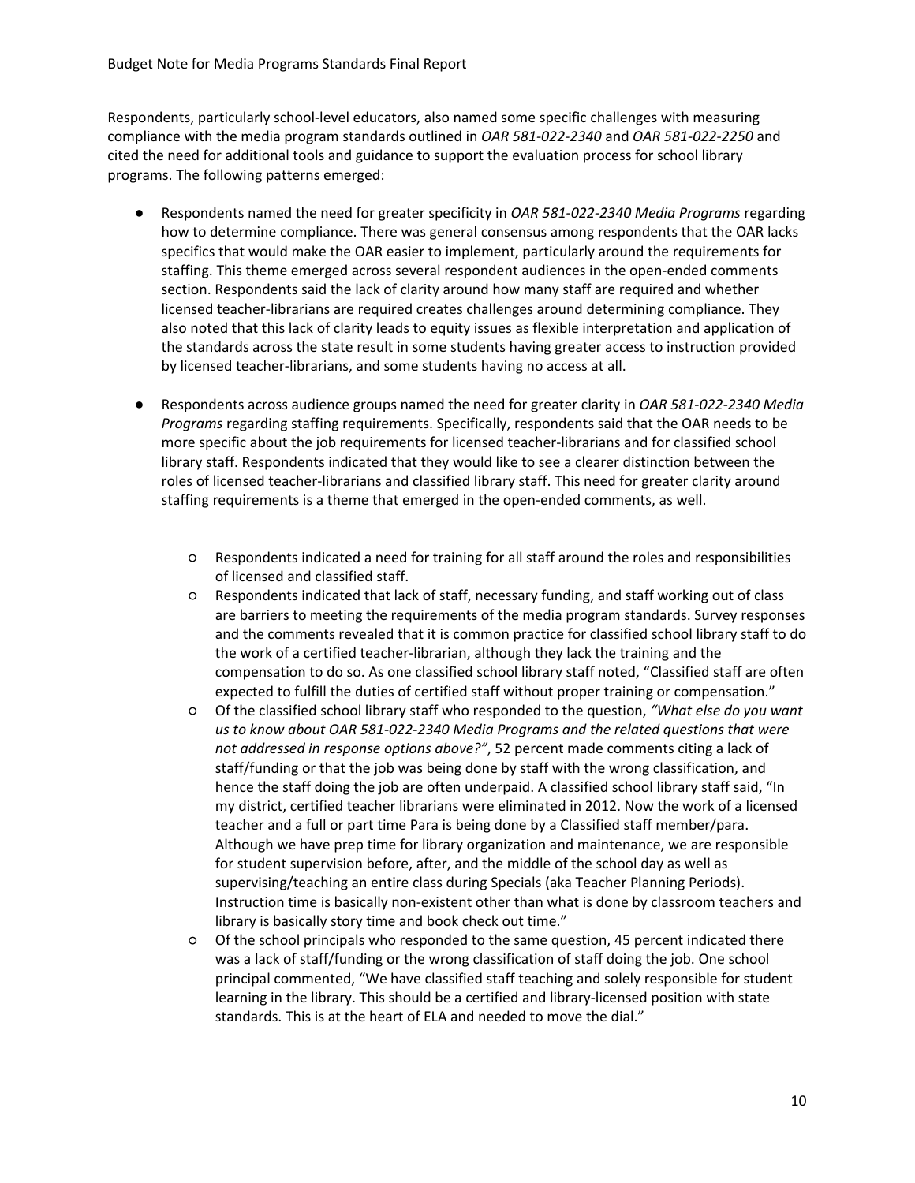Respondents, particularly school-level educators, also named some specific challenges with measuring compliance with the media program standards outlined in *OAR 581-022-2340* and *OAR 581-022-2250* and cited the need for additional tools and guidance to support the evaluation process for school library programs. The following patterns emerged:

- Respondents named the need for greater specificity in *OAR 581-022-2340 Media Programs* regarding how to determine compliance. There was general consensus among respondents that the OAR lacks specifics that would make the OAR easier to implement, particularly around the requirements for staffing. This theme emerged across several respondent audiences in the open-ended comments section. Respondents said the lack of clarity around how many staff are required and whether licensed teacher-librarians are required creates challenges around determining compliance. They also noted that this lack of clarity leads to equity issues as flexible interpretation and application of the standards across the state result in some students having greater access to instruction provided by licensed teacher-librarians, and some students having no access at all.

- Respondents across audience groups named the need for greater clarity in *OAR 581-022-2340 Media Programs* regarding staffing requirements. Specifically, respondents said that the OAR needs to be more specific about the job requirements for licensed teacher-librarians and for classified school library staff. Respondents indicated that they would like to see a clearer distinction between the roles of licensed teacher-librarians and classified library staff. This need for greater clarity around staffing requirements is a theme that emerged in the open-ended comments, as well.

    - Respondents indicated a need for training for all staff around the roles and responsibilities of licensed and classified staff.
    - Respondents indicated that lack of staff, necessary funding, and staff working out of class are barriers to meeting the requirements of the media program standards. Survey responses and the comments revealed that it is common practice for classified school library staff to do the work of a certified teacher-librarian, although they lack the training and the compensation to do so. As one classified school library staff noted, "Classified staff are often expected to fulfill the duties of certified staff without proper training or compensation."
    - Of the classified school library staff who responded to the question, *"What else do you want us to know about OAR 581-022-2340 Media Programs and the related questions that were not addressed in response options above?"*, 52 percent made comments citing a lack of staff/funding or that the job was being done by staff with the wrong classification, and hence the staff doing the job are often underpaid. A classified school library staff said, "In my district, certified teacher librarians were eliminated in 2012. Now the work of a licensed teacher and a full or part time Para is being done by a Classified staff member/para. Although we have prep time for library organization and maintenance, we are responsible for student supervision before, after, and the middle of the school day as well as supervising/teaching an entire class during Specials (aka Teacher Planning Periods). Instruction time is basically non-existent other than what is done by classroom teachers and library is basically story time and book check out time."
    - Of the school principals who responded to the same question, 45 percent indicated there was a lack of staff/funding or the wrong classification of staff doing the job. One school principal commented, "We have classified staff teaching and solely responsible for student learning in the library. This should be a certified and library-licensed position with state standards. This is at the heart of ELA and needed to move the dial."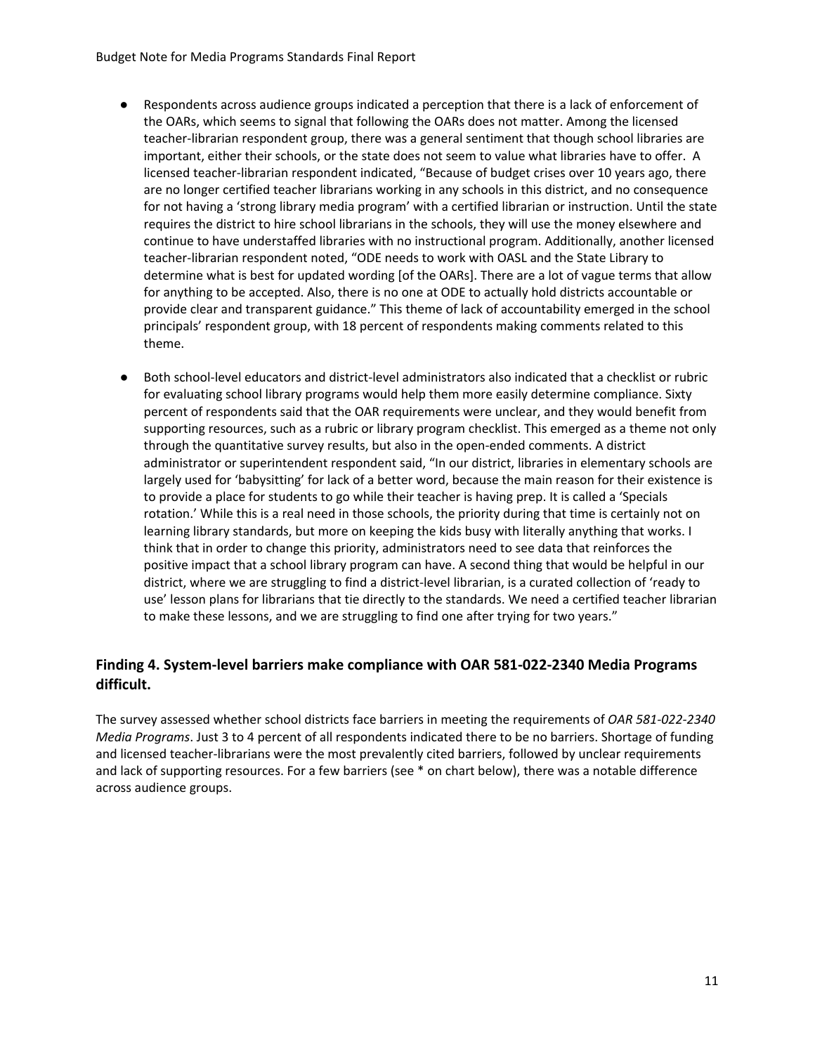- Respondents across audience groups indicated a perception that there is a lack of enforcement of the OARs, which seems to signal that following the OARs does not matter. Among the licensed teacher-librarian respondent group, there was a general sentiment that though school libraries are important, either their schools, or the state does not seem to value what libraries have to offer. A licensed teacher-librarian respondent indicated, "Because of budget crises over 10 years ago, there are no longer certified teacher librarians working in any schools in this district, and no consequence for not having a 'strong library media program' with a certified librarian or instruction. Until the state requires the district to hire school librarians in the schools, they will use the money elsewhere and continue to have understaffed libraries with no instructional program. Additionally, another licensed teacher-librarian respondent noted, "ODE needs to work with OASL and the State Library to determine what is best for updated wording [of the OARs]. There are a lot of vague terms that allow for anything to be accepted. Also, there is no one at ODE to actually hold districts accountable or provide clear and transparent guidance." This theme of lack of accountability emerged in the school principals' respondent group, with 18 percent of respondents making comments related to this theme.

- Both school-level educators and district-level administrators also indicated that a checklist or rubric for evaluating school library programs would help them more easily determine compliance. Sixty percent of respondents said that the OAR requirements were unclear, and they would benefit from supporting resources, such as a rubric or library program checklist. This emerged as a theme not only through the quantitative survey results, but also in the open-ended comments. A district administrator or superintendent respondent said, "In our district, libraries in elementary schools are largely used for 'babysitting' for lack of a better word, because the main reason for their existence is to provide a place for students to go while their teacher is having prep. It is called a 'Specials rotation.' While this is a real need in those schools, the priority during that time is certainly not on learning library standards, but more on keeping the kids busy with literally anything that works. I think that in order to change this priority, administrators need to see data that reinforces the positive impact that a school library program can have. A second thing that would be helpful in our district, where we are struggling to find a district-level librarian, is a curated collection of 'ready to use' lesson plans for librarians that tie directly to the standards. We need a certified teacher librarian to make these lessons, and we are struggling to find one after trying for two years."

### Finding 4. System-level barriers make compliance with OAR 581-022-2340 Media Programs difficult.

The survey assessed whether school districts face barriers in meeting the requirements of *OAR 581-022-2340 Media Programs*. Just 3 to 4 percent of all respondents indicated there to be no barriers. Shortage of funding and licensed teacher-librarians were the most prevalently cited barriers, followed by unclear requirements and lack of supporting resources. For a few barriers (see * on chart below), there was a notable difference across audience groups.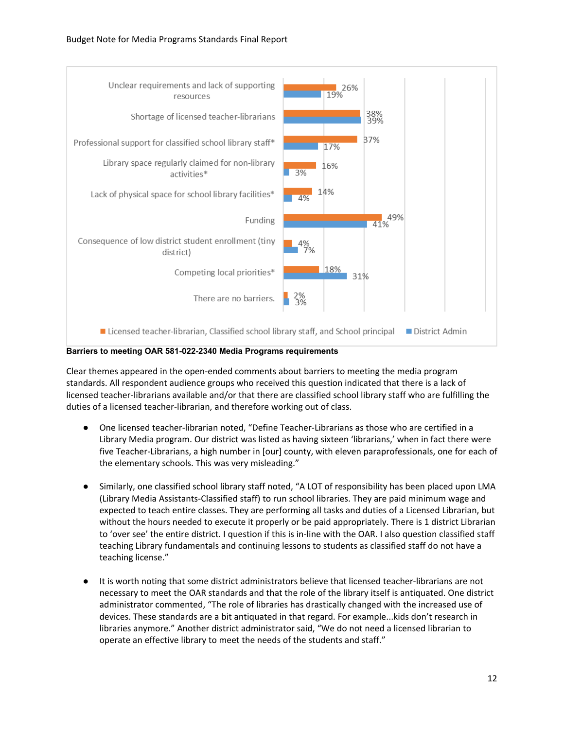| Barrier | Licensed teacher-librarian, Classified school library staff, and School principal | District Admin |
| --- | --- | --- |
| Unclear requirements and lack of supporting resources | 26% | 19% |
| Shortage of licensed teacher-librarians | 38% | 39% |
| Professional support for classified school library staff* | 37% | 17% |
| Library space regularly claimed for non-library activities* | 16% | 3% |
| Lack of physical space for school library facilities* | 14% | 4% |
| Funding | 49% | 41% |
| Consequence of low district student enrollment (tiny district) | 4% | 7% |
| Competing local priorities* | 18% | 31% |
| There are no barriers. | 2% | 3% |

**Barriers to meeting OAR 581-022-2340 Media Programs requirements**

Clear themes appeared in the open-ended comments about barriers to meeting the media program standards. All respondent audience groups who received this question indicated that there is a lack of licensed teacher-librarians available and/or that there are classified school library staff who are fulfilling the duties of a licensed teacher-librarian, and therefore working out of class.

- One licensed teacher-librarian noted, "Define Teacher-Librarians as those who are certified in a Library Media program. Our district was listed as having sixteen 'librarians,' when in fact there were five Teacher-Librarians, a high number in [our] county, with eleven paraprofessionals, one for each of the elementary schools. This was very misleading."

- Similarly, one classified school library staff noted, "A LOT of responsibility has been placed upon LMA (Library Media Assistants-Classified staff) to run school libraries. They are paid minimum wage and expected to teach entire classes. They are performing all tasks and duties of a Licensed Librarian, but without the hours needed to execute it properly or be paid appropriately. There is 1 district Librarian to 'over see' the entire district. I question if this is in-line with the OAR. I also question classified staff teaching Library fundamentals and continuing lessons to students as classified staff do not have a teaching license."

- It is worth noting that some district administrators believe that licensed teacher-librarians are not necessary to meet the OAR standards and that the role of the library itself is antiquated. One district administrator commented, "The role of libraries has drastically changed with the increased use of devices. These standards are a bit antiquated in that regard. For example...kids don't research in libraries anymore." Another district administrator said, "We do not need a licensed librarian to operate an effective library to meet the needs of the students and staff."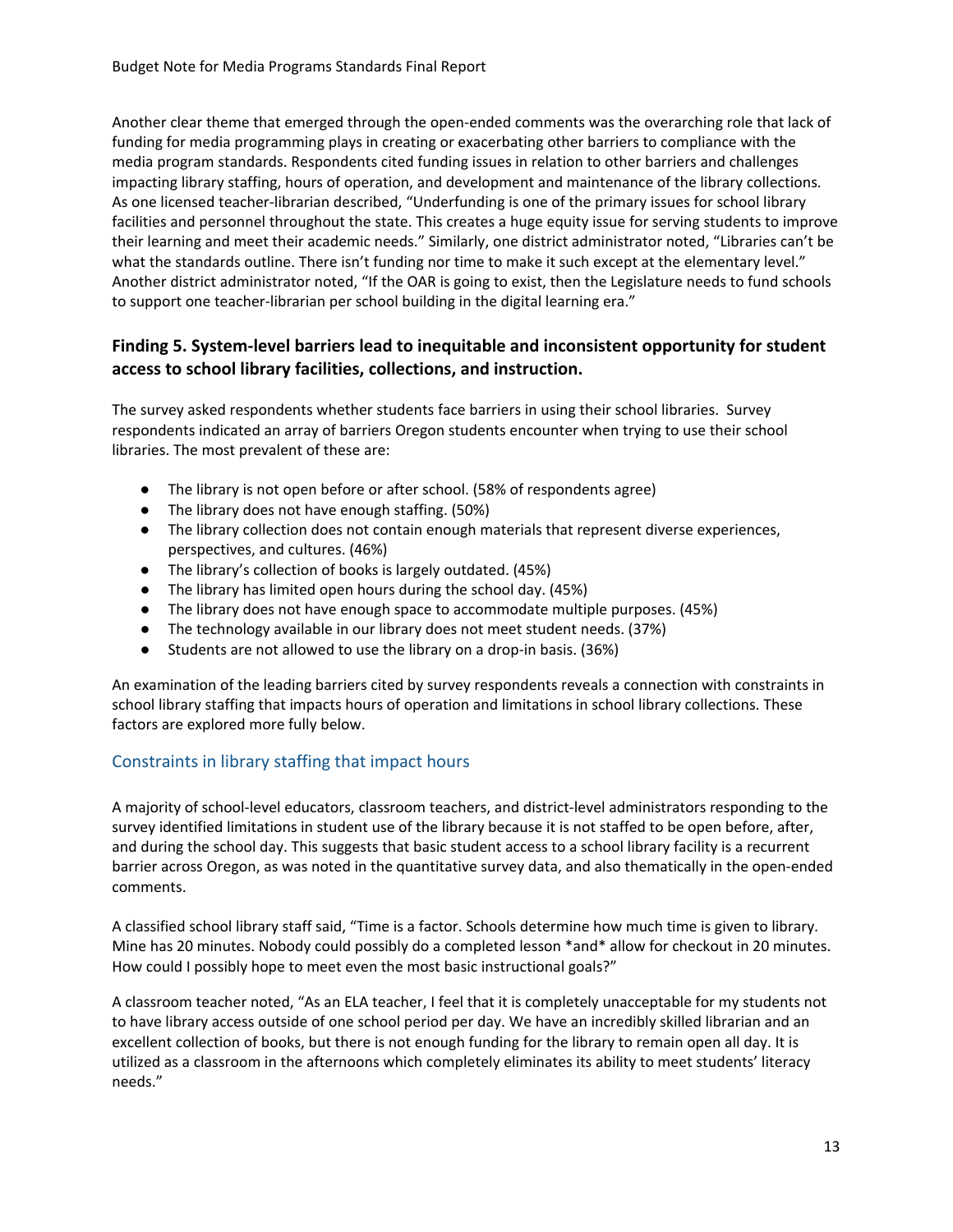Another clear theme that emerged through the open-ended comments was the overarching role that lack of funding for media programming plays in creating or exacerbating other barriers to compliance with the media program standards. Respondents cited funding issues in relation to other barriers and challenges impacting library staffing, hours of operation, and development and maintenance of the library collections. As one licensed teacher-librarian described, "Underfunding is one of the primary issues for school library facilities and personnel throughout the state. This creates a huge equity issue for serving students to improve their learning and meet their academic needs." Similarly, one district administrator noted, "Libraries can't be what the standards outline. There isn't funding nor time to make it such except at the elementary level." Another district administrator noted, "If the OAR is going to exist, then the Legislature needs to fund schools to support one teacher-librarian per school building in the digital learning era."

### Finding 5. System-level barriers lead to inequitable and inconsistent opportunity for student access to school library facilities, collections, and instruction.

The survey asked respondents whether students face barriers in using their school libraries. Survey respondents indicated an array of barriers Oregon students encounter when trying to use their school libraries. The most prevalent of these are:

- The library is not open before or after school. (58% of respondents agree)
- The library does not have enough staffing. (50%)
- The library collection does not contain enough materials that represent diverse experiences, perspectives, and cultures. (46%)
- The library's collection of books is largely outdated. (45%)
- The library has limited open hours during the school day. (45%)
- The library does not have enough space to accommodate multiple purposes. (45%)
- The technology available in our library does not meet student needs. (37%)
- Students are not allowed to use the library on a drop-in basis. (36%)

An examination of the leading barriers cited by survey respondents reveals a connection with constraints in school library staffing that impacts hours of operation and limitations in school library collections. These factors are explored more fully below.

#### Constraints in library staffing that impact hours

A majority of school-level educators, classroom teachers, and district-level administrators responding to the survey identified limitations in student use of the library because it is not staffed to be open before, after, and during the school day. This suggests that basic student access to a school library facility is a recurrent barrier across Oregon, as was noted in the quantitative survey data, and also thematically in the open-ended comments.

A classified school library staff said, "Time is a factor. Schools determine how much time is given to library. Mine has 20 minutes. Nobody could possibly do a completed lesson *and* allow for checkout in 20 minutes. How could I possibly hope to meet even the most basic instructional goals?"

A classroom teacher noted, "As an ELA teacher, I feel that it is completely unacceptable for my students not to have library access outside of one school period per day. We have an incredibly skilled librarian and an excellent collection of books, but there is not enough funding for the library to remain open all day. It is utilized as a classroom in the afternoons which completely eliminates its ability to meet students' literacy needs."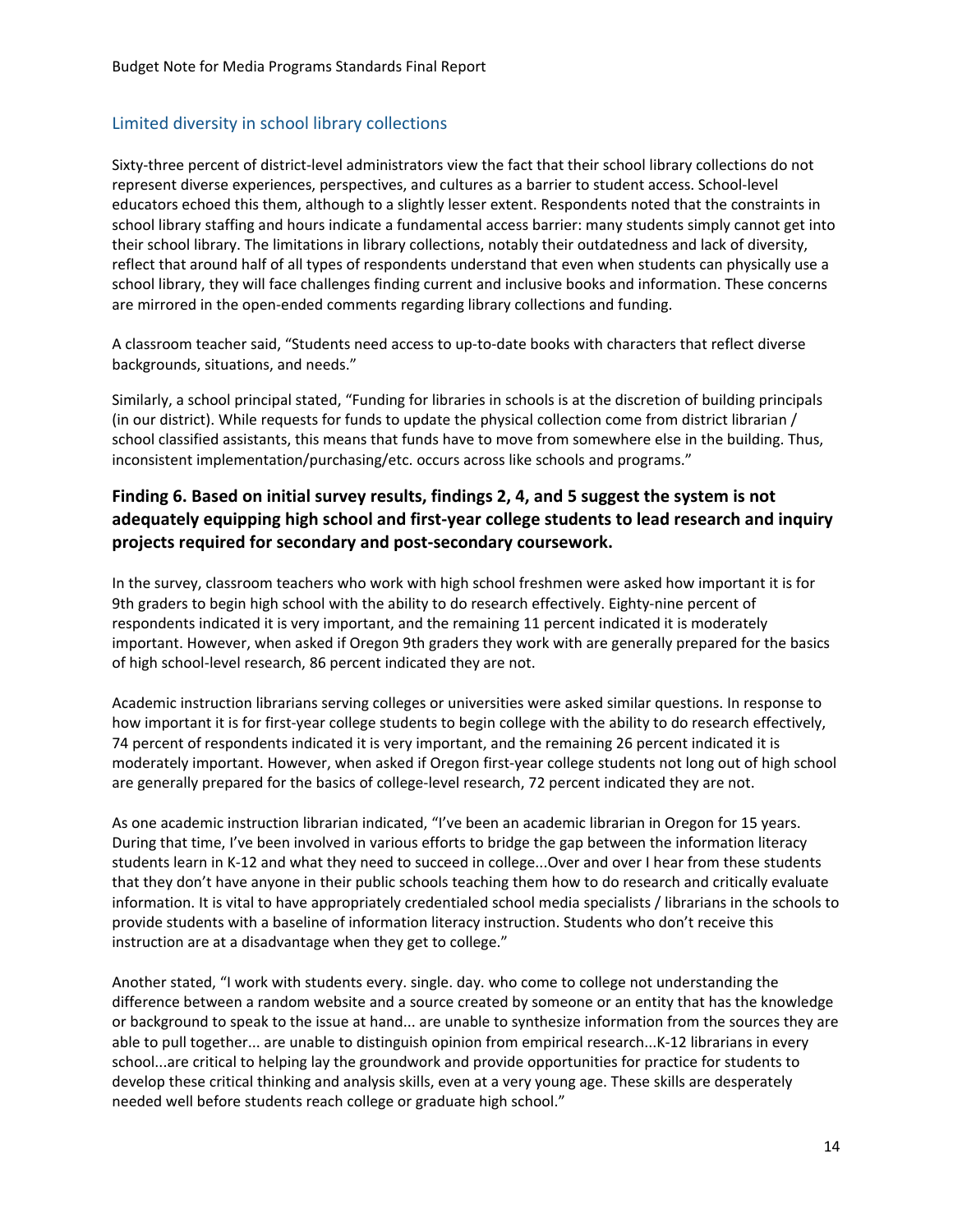## Limited diversity in school library collections

Sixty-three percent of district-level administrators view the fact that their school library collections do not represent diverse experiences, perspectives, and cultures as a barrier to student access. School-level educators echoed this them, although to a slightly lesser extent. Respondents noted that the constraints in school library staffing and hours indicate a fundamental access barrier: many students simply cannot get into their school library. The limitations in library collections, notably their outdatedness and lack of diversity, reflect that around half of all types of respondents understand that even when students can physically use a school library, they will face challenges finding current and inclusive books and information. These concerns are mirrored in the open-ended comments regarding library collections and funding.

A classroom teacher said, "Students need access to up-to-date books with characters that reflect diverse backgrounds, situations, and needs."

Similarly, a school principal stated, "Funding for libraries in schools is at the discretion of building principals (in our district). While requests for funds to update the physical collection come from district librarian / school classified assistants, this means that funds have to move from somewhere else in the building. Thus, inconsistent implementation/purchasing/etc. occurs across like schools and programs."

### Finding 6. Based on initial survey results, findings 2, 4, and 5 suggest the system is not adequately equipping high school and first-year college students to lead research and inquiry projects required for secondary and post-secondary coursework.

In the survey, classroom teachers who work with high school freshmen were asked how important it is for 9th graders to begin high school with the ability to do research effectively. Eighty-nine percent of respondents indicated it is very important, and the remaining 11 percent indicated it is moderately important. However, when asked if Oregon 9th graders they work with are generally prepared for the basics of high school-level research, 86 percent indicated they are not.

Academic instruction librarians serving colleges or universities were asked similar questions. In response to how important it is for first-year college students to begin college with the ability to do research effectively, 74 percent of respondents indicated it is very important, and the remaining 26 percent indicated it is moderately important. However, when asked if Oregon first-year college students not long out of high school are generally prepared for the basics of college-level research, 72 percent indicated they are not.

As one academic instruction librarian indicated, "I've been an academic librarian in Oregon for 15 years. During that time, I've been involved in various efforts to bridge the gap between the information literacy students learn in K-12 and what they need to succeed in college...Over and over I hear from these students that they don't have anyone in their public schools teaching them how to do research and critically evaluate information. It is vital to have appropriately credentialed school media specialists / librarians in the schools to provide students with a baseline of information literacy instruction. Students who don't receive this instruction are at a disadvantage when they get to college."

Another stated, "I work with students every. single. day. who come to college not understanding the difference between a random website and a source created by someone or an entity that has the knowledge or background to speak to the issue at hand... are unable to synthesize information from the sources they are able to pull together... are unable to distinguish opinion from empirical research...K-12 librarians in every school...are critical to helping lay the groundwork and provide opportunities for practice for students to develop these critical thinking and analysis skills, even at a very young age. These skills are desperately needed well before students reach college or graduate high school."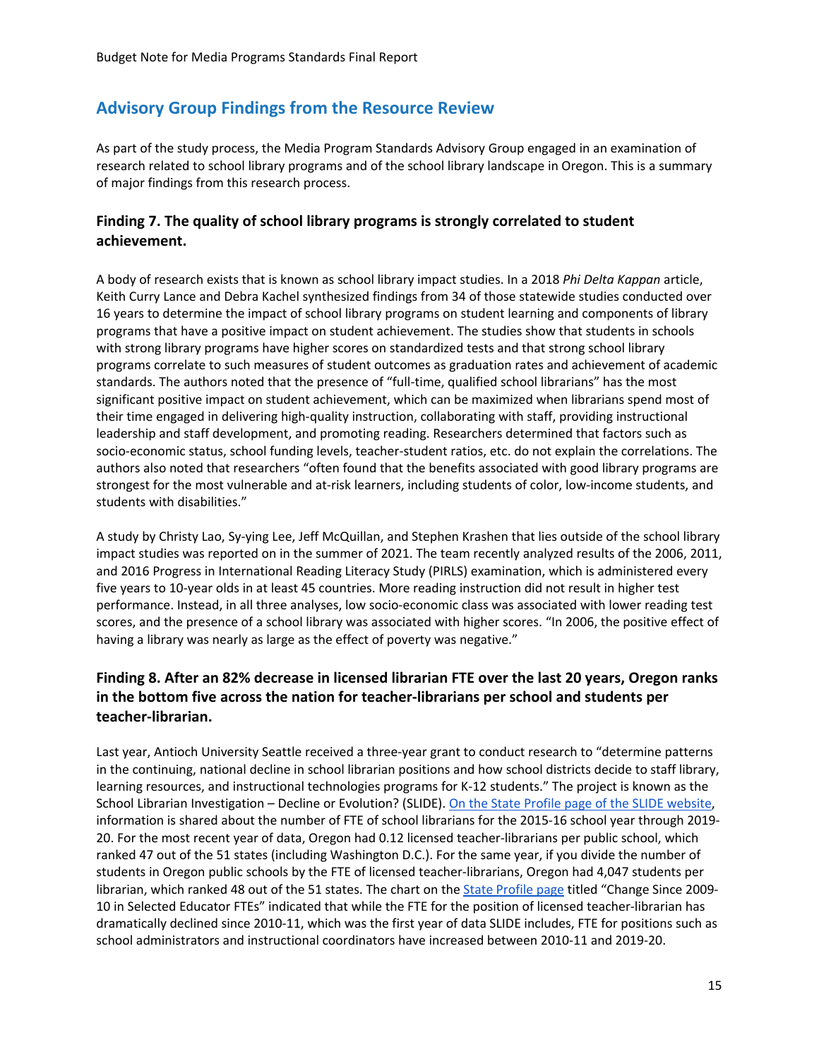## Advisory Group Findings from the Resource Review

As part of the study process, the Media Program Standards Advisory Group engaged in an examination of research related to school library programs and of the school library landscape in Oregon. This is a summary of major findings from this research process.

### Finding 7. The quality of school library programs is strongly correlated to student achievement.

A body of research exists that is known as school library impact studies. In a 2018 *Phi Delta Kappan* article, Keith Curry Lance and Debra Kachel synthesized findings from 34 of those statewide studies conducted over 16 years to determine the impact of school library programs on student learning and components of library programs that have a positive impact on student achievement. The studies show that students in schools with strong library programs have higher scores on standardized tests and that strong school library programs correlate to such measures of student outcomes as graduation rates and achievement of academic standards. The authors noted that the presence of "full-time, qualified school librarians" has the most significant positive impact on student achievement, which can be maximized when librarians spend most of their time engaged in delivering high-quality instruction, collaborating with staff, providing instructional leadership and staff development, and promoting reading. Researchers determined that factors such as socio-economic status, school funding levels, teacher-student ratios, etc. do not explain the correlations. The authors also noted that researchers "often found that the benefits associated with good library programs are strongest for the most vulnerable and at-risk learners, including students of color, low-income students, and students with disabilities."

A study by Christy Lao, Sy-ying Lee, Jeff McQuillan, and Stephen Krashen that lies outside of the school library impact studies was reported on in the summer of 2021. The team recently analyzed results of the 2006, 2011, and 2016 Progress in International Reading Literacy Study (PIRLS) examination, which is administered every five years to 10-year olds in at least 45 countries. More reading instruction did not result in higher test performance. Instead, in all three analyses, low socio-economic class was associated with lower reading test scores, and the presence of a school library was associated with higher scores. "In 2006, the positive effect of having a library was nearly as large as the effect of poverty was negative."

### Finding 8. After an 82% decrease in licensed librarian FTE over the last 20 years, Oregon ranks in the bottom five across the nation for teacher-librarians per school and students per teacher-librarian.

Last year, Antioch University Seattle received a three-year grant to conduct research to "determine patterns in the continuing, national decline in school librarian positions and how school districts decide to staff library, learning resources, and instructional technologies programs for K-12 students." The project is known as the School Librarian Investigation – Decline or Evolution? (SLIDE). [On the State Profile page of the SLIDE website](), information is shared about the number of FTE of school librarians for the 2015-16 school year through 2019-20. For the most recent year of data, Oregon had 0.12 licensed teacher-librarians per public school, which ranked 47 out of the 51 states (including Washington D.C.). For the same year, if you divide the number of students in Oregon public schools by the FTE of licensed teacher-librarians, Oregon had 4,047 students per librarian, which ranked 48 out of the 51 states. The chart on the [State Profile page]() titled "Change Since 2009-10 in Selected Educator FTEs" indicated that while the FTE for the position of licensed teacher-librarian has dramatically declined since 2010-11, which was the first year of data SLIDE includes, FTE for positions such as school administrators and instructional coordinators have increased between 2010-11 and 2019-20.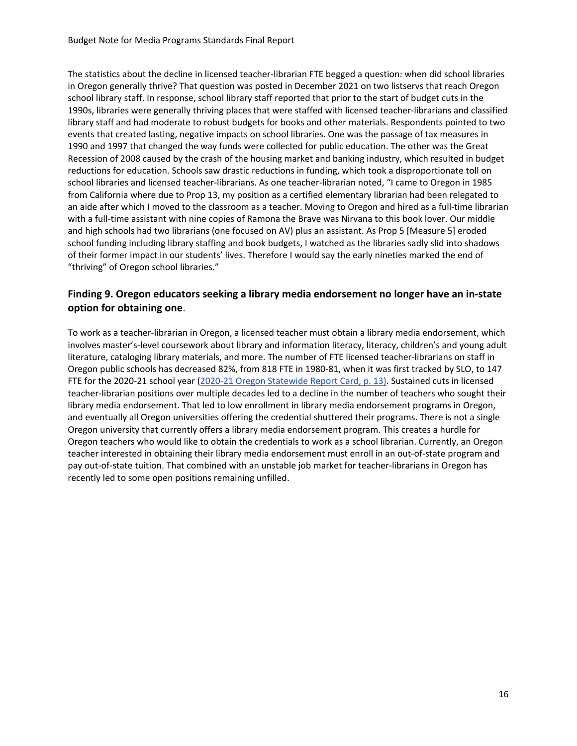The statistics about the decline in licensed teacher-librarian FTE begged a question: when did school libraries in Oregon generally thrive? That question was posted in December 2021 on two listservs that reach Oregon school library staff. In response, school library staff reported that prior to the start of budget cuts in the 1990s, libraries were generally thriving places that were staffed with licensed teacher-librarians and classified library staff and had moderate to robust budgets for books and other materials. Respondents pointed to two events that created lasting, negative impacts on school libraries. One was the passage of tax measures in 1990 and 1997 that changed the way funds were collected for public education. The other was the Great Recession of 2008 caused by the crash of the housing market and banking industry, which resulted in budget reductions for education. Schools saw drastic reductions in funding, which took a disproportionate toll on school libraries and licensed teacher-librarians. As one teacher-librarian noted, "I came to Oregon in 1985 from California where due to Prop 13, my position as a certified elementary librarian had been relegated to an aide after which I moved to the classroom as a teacher. Moving to Oregon and hired as a full-time librarian with a full-time assistant with nine copies of Ramona the Brave was Nirvana to this book lover. Our middle and high schools had two librarians (one focused on AV) plus an assistant. As Prop 5 [Measure 5] eroded school funding including library staffing and book budgets, I watched as the libraries sadly slid into shadows of their former impact in our students' lives. Therefore I would say the early nineties marked the end of "thriving" of Oregon school libraries."

## Finding 9. Oregon educators seeking a library media endorsement no longer have an in-state option for obtaining one.

To work as a teacher-librarian in Oregon, a licensed teacher must obtain a library media endorsement, which involves master's-level coursework about library and information literacy, literacy, children's and young adult literature, cataloging library materials, and more. The number of FTE licensed teacher-librarians on staff in Oregon public schools has decreased 82%, from 818 FTE in 1980-81, when it was first tracked by SLO, to 147 FTE for the 2020-21 school year ([2020-21 Oregon Statewide Report Card, p. 13)](). Sustained cuts in licensed teacher-librarian positions over multiple decades led to a decline in the number of teachers who sought their library media endorsement. That led to low enrollment in library media endorsement programs in Oregon, and eventually all Oregon universities offering the credential shuttered their programs. There is not a single Oregon university that currently offers a library media endorsement program. This creates a hurdle for Oregon teachers who would like to obtain the credentials to work as a school librarian. Currently, an Oregon teacher interested in obtaining their library media endorsement must enroll in an out-of-state program and pay out-of-state tuition. That combined with an unstable job market for teacher-librarians in Oregon has recently led to some open positions remaining unfilled.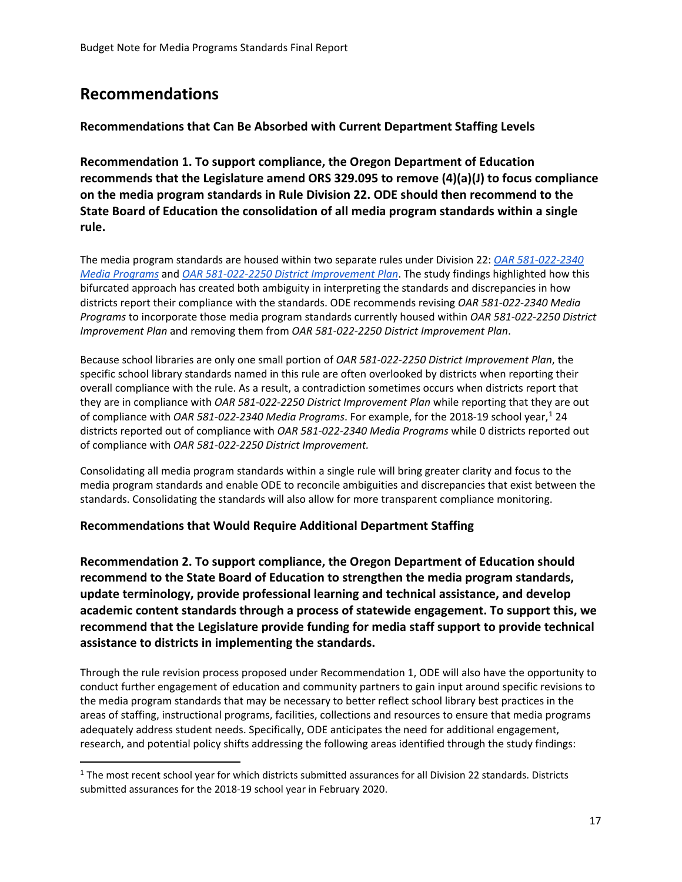# Recommendations

### Recommendations that Can Be Absorbed with Current Department Staffing Levels

**Recommendation 1. To support compliance, the Oregon Department of Education recommends that the Legislature amend ORS 329.095 to remove (4)(a)(J) to focus compliance on the media program standards in Rule Division 22. ODE should then recommend to the State Board of Education the consolidation of all media program standards within a single rule.**

The media program standards are housed within two separate rules under Division 22: [*OAR 581-022-2340 Media Programs*]() and [*OAR 581-022-2250 District Improvement Plan*](). The study findings highlighted how this bifurcated approach has created both ambiguity in interpreting the standards and discrepancies in how districts report their compliance with the standards. ODE recommends revising *OAR 581-022-2340 Media Programs* to incorporate those media program standards currently housed within *OAR 581-022-2250 District Improvement Plan* and removing them from *OAR 581-022-2250 District Improvement Plan*.

Because school libraries are only one small portion of *OAR 581-022-2250 District Improvement Plan*, the specific school library standards named in this rule are often overlooked by districts when reporting their overall compliance with the rule. As a result, a contradiction sometimes occurs when districts report that they are in compliance with *OAR 581-022-2250 District Improvement Plan* while reporting that they are out of compliance with *OAR 581-022-2340 Media Programs*. For example, for the 2018-19 school year,[1] 24 districts reported out of compliance with *OAR 581-022-2340 Media Programs* while 0 districts reported out of compliance with *OAR 581-022-2250 District Improvement.*

Consolidating all media program standards within a single rule will bring greater clarity and focus to the media program standards and enable ODE to reconcile ambiguities and discrepancies that exist between the standards. Consolidating the standards will also allow for more transparent compliance monitoring.

### Recommendations that Would Require Additional Department Staffing

**Recommendation 2. To support compliance, the Oregon Department of Education should recommend to the State Board of Education to strengthen the media program standards, update terminology, provide professional learning and technical assistance, and develop academic content standards through a process of statewide engagement. To support this, we recommend that the Legislature provide funding for media staff support to provide technical assistance to districts in implementing the standards.**

Through the rule revision process proposed under Recommendation 1, ODE will also have the opportunity to conduct further engagement of education and community partners to gain input around specific revisions to the media program standards that may be necessary to better reflect school library best practices in the areas of staffing, instructional programs, facilities, collections and resources to ensure that media programs adequately address student needs. Specifically, ODE anticipates the need for additional engagement, research, and potential policy shifts addressing the following areas identified through the study findings:

---

[1] The most recent school year for which districts submitted assurances for all Division 22 standards. Districts submitted assurances for the 2018-19 school year in February 2020.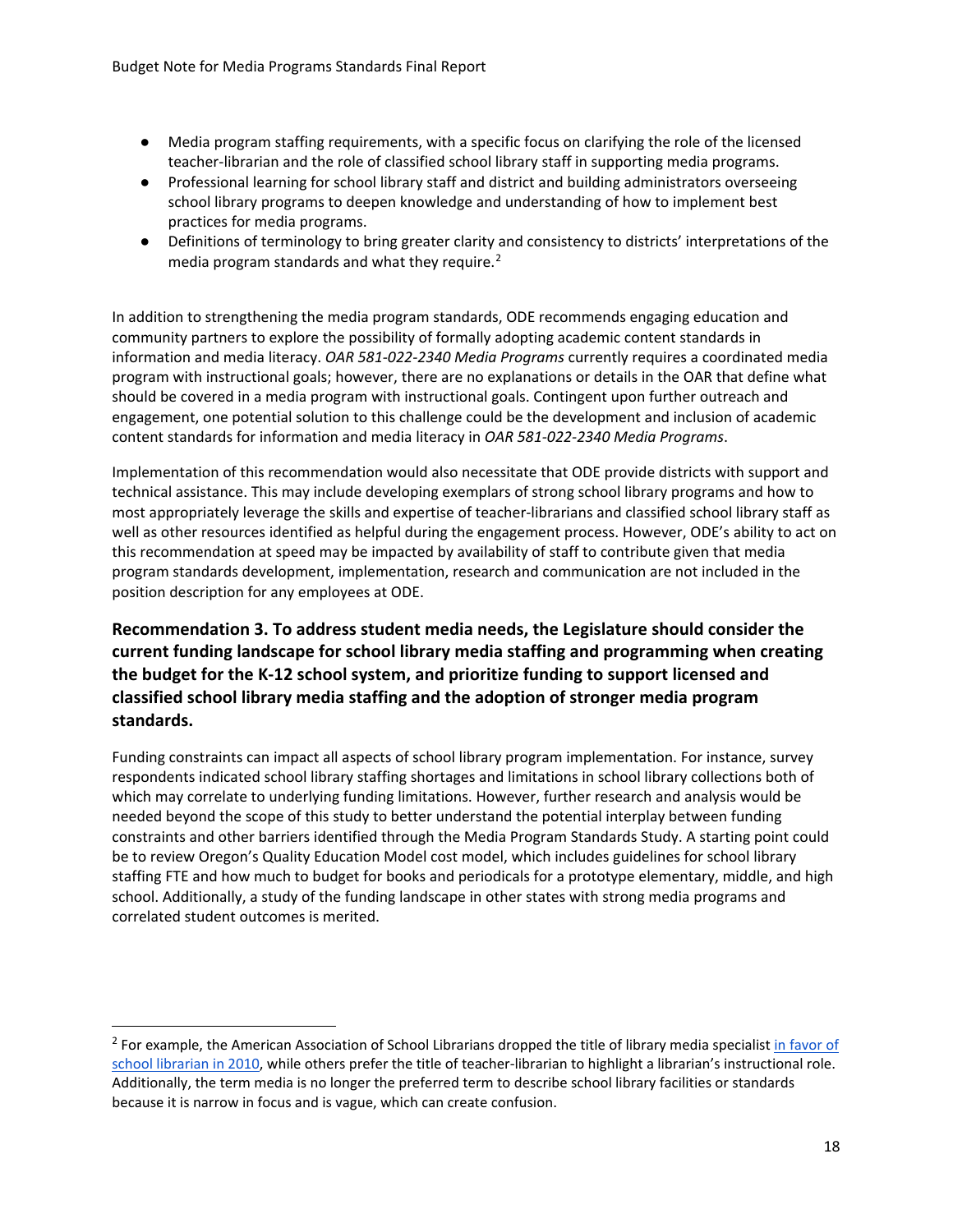- Media program staffing requirements, with a specific focus on clarifying the role of the licensed teacher-librarian and the role of classified school library staff in supporting media programs.
- Professional learning for school library staff and district and building administrators overseeing school library programs to deepen knowledge and understanding of how to implement best practices for media programs.
- Definitions of terminology to bring greater clarity and consistency to districts' interpretations of the media program standards and what they require.[2]

In addition to strengthening the media program standards, ODE recommends engaging education and community partners to explore the possibility of formally adopting academic content standards in information and media literacy. *OAR 581-022-2340 Media Programs* currently requires a coordinated media program with instructional goals; however, there are no explanations or details in the OAR that define what should be covered in a media program with instructional goals. Contingent upon further outreach and engagement, one potential solution to this challenge could be the development and inclusion of academic content standards for information and media literacy in *OAR 581-022-2340 Media Programs*.

Implementation of this recommendation would also necessitate that ODE provide districts with support and technical assistance. This may include developing exemplars of strong school library programs and how to most appropriately leverage the skills and expertise of teacher-librarians and classified school library staff as well as other resources identified as helpful during the engagement process. However, ODE's ability to act on this recommendation at speed may be impacted by availability of staff to contribute given that media program standards development, implementation, research and communication are not included in the position description for any employees at ODE.

### Recommendation 3. To address student media needs, the Legislature should consider the current funding landscape for school library media staffing and programming when creating the budget for the K-12 school system, and prioritize funding to support licensed and classified school library media staffing and the adoption of stronger media program standards.

Funding constraints can impact all aspects of school library program implementation. For instance, survey respondents indicated school library staffing shortages and limitations in school library collections both of which may correlate to underlying funding limitations. However, further research and analysis would be needed beyond the scope of this study to better understand the potential interplay between funding constraints and other barriers identified through the Media Program Standards Study. A starting point could be to review Oregon's Quality Education Model cost model, which includes guidelines for school library staffing FTE and how much to budget for books and periodicals for a prototype elementary, middle, and high school. Additionally, a study of the funding landscape in other states with strong media programs and correlated student outcomes is merited.

---

[2] For example, the American Association of School Librarians dropped the title of library media specialist in favor of school librarian in 2010, while others prefer the title of teacher-librarian to highlight a librarian's instructional role. Additionally, the term media is no longer the preferred term to describe school library facilities or standards because it is narrow in focus and is vague, which can create confusion.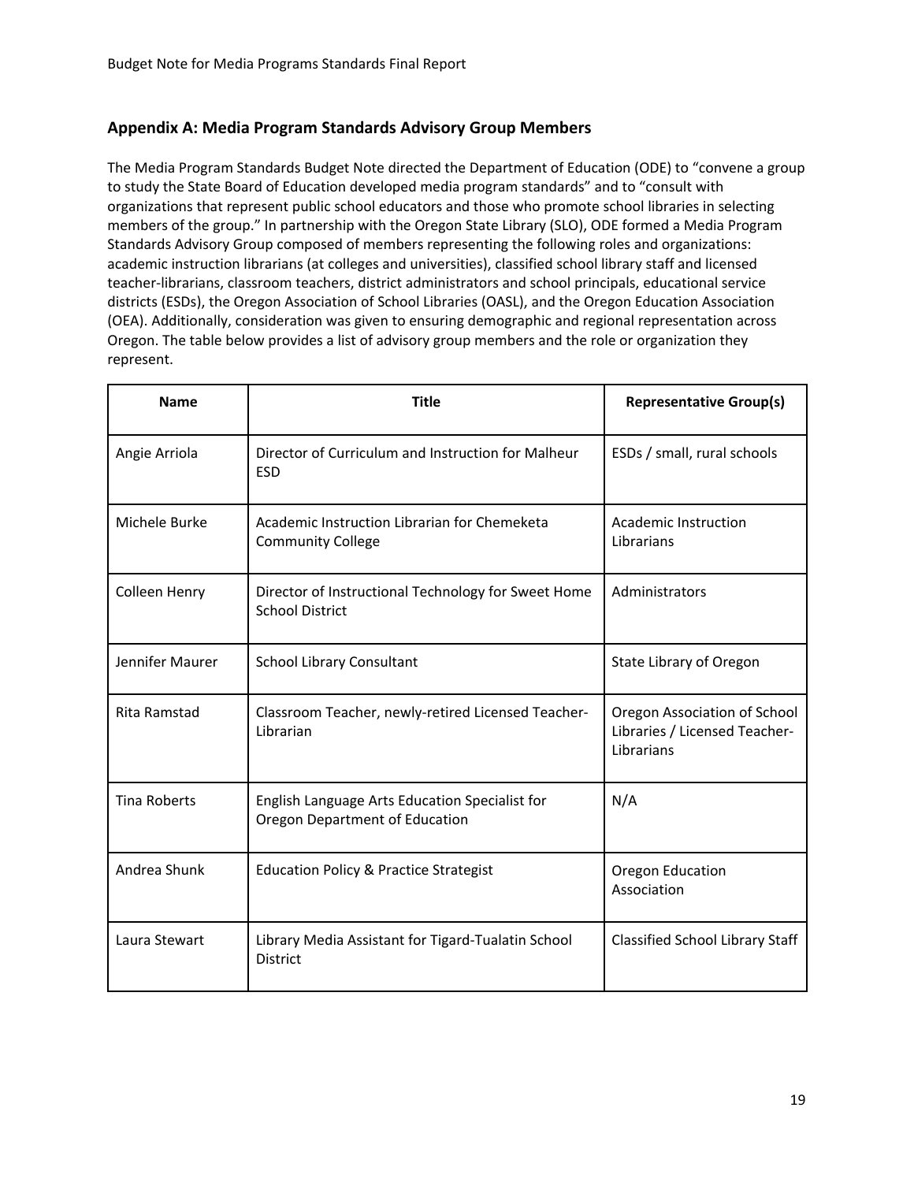## Appendix A: Media Program Standards Advisory Group Members

The Media Program Standards Budget Note directed the Department of Education (ODE) to "convene a group to study the State Board of Education developed media program standards" and to "consult with organizations that represent public school educators and those who promote school libraries in selecting members of the group." In partnership with the Oregon State Library (SLO), ODE formed a Media Program Standards Advisory Group composed of members representing the following roles and organizations: academic instruction librarians (at colleges and universities), classified school library staff and licensed teacher-librarians, classroom teachers, district administrators and school principals, educational service districts (ESDs), the Oregon Association of School Libraries (OASL), and the Oregon Education Association (OEA). Additionally, consideration was given to ensuring demographic and regional representation across Oregon. The table below provides a list of advisory group members and the role or organization they represent.

| Name | Title | Representative Group(s) |
|---|---|---|
| Angie Arriola | Director of Curriculum and Instruction for Malheur ESD | ESDs / small, rural schools |
| Michele Burke | Academic Instruction Librarian for Chemeketa Community College | Academic Instruction Librarians |
| Colleen Henry | Director of Instructional Technology for Sweet Home School District | Administrators |
| Jennifer Maurer | School Library Consultant | State Library of Oregon |
| Rita Ramstad | Classroom Teacher, newly-retired Licensed Teacher-Librarian | Oregon Association of School Libraries / Licensed Teacher-Librarians |
| Tina Roberts | English Language Arts Education Specialist for Oregon Department of Education | N/A |
| Andrea Shunk | Education Policy & Practice Strategist | Oregon Education Association |
| Laura Stewart | Library Media Assistant for Tigard-Tualatin School District | Classified School Library Staff |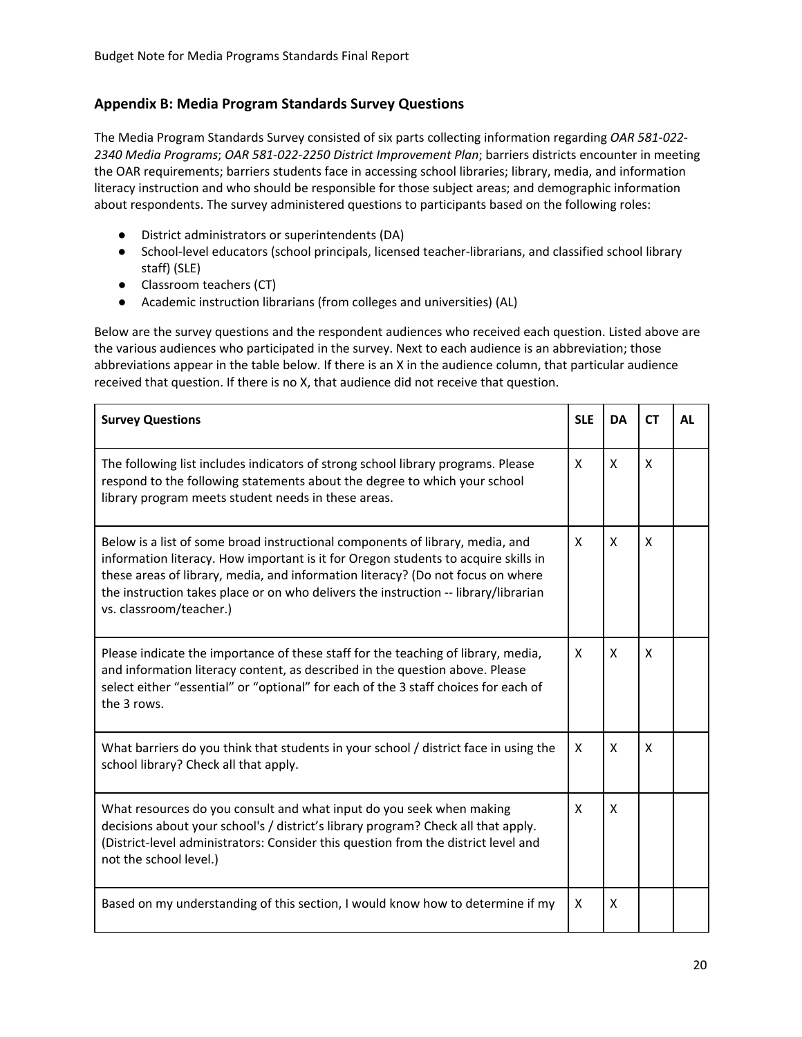## Appendix B: Media Program Standards Survey Questions

The Media Program Standards Survey consisted of six parts collecting information regarding *OAR 581-022-2340 Media Programs*; *OAR 581-022-2250 District Improvement Plan*; barriers districts encounter in meeting the OAR requirements; barriers students face in accessing school libraries; library, media, and information literacy instruction and who should be responsible for those subject areas; and demographic information about respondents. The survey administered questions to participants based on the following roles:

- District administrators or superintendents (DA)
- School-level educators (school principals, licensed teacher-librarians, and classified school library staff) (SLE)
- Classroom teachers (CT)
- Academic instruction librarians (from colleges and universities) (AL)

Below are the survey questions and the respondent audiences who received each question. Listed above are the various audiences who participated in the survey. Next to each audience is an abbreviation; those abbreviations appear in the table below. If there is an X in the audience column, that particular audience received that question. If there is no X, that audience did not receive that question.

| Survey Questions | SLE | DA | CT | AL |
|---|---|---|---|---|
| The following list includes indicators of strong school library programs. Please respond to the following statements about the degree to which your school library program meets student needs in these areas. | X | X | X | |
| Below is a list of some broad instructional components of library, media, and information literacy. How important is it for Oregon students to acquire skills in these areas of library, media, and information literacy? (Do not focus on where the instruction takes place or on who delivers the instruction -- library/librarian vs. classroom/teacher.) | X | X | X | |
| Please indicate the importance of these staff for the teaching of library, media, and information literacy content, as described in the question above. Please select either "essential" or "optional" for each of the 3 staff choices for each of the 3 rows. | X | X | X | |
| What barriers do you think that students in your school / district face in using the school library? Check all that apply. | X | X | X | |
| What resources do you consult and what input do you seek when making decisions about your school's / district's library program? Check all that apply. (District-level administrators: Consider this question from the district level and not the school level.) | X | X | | |
| Based on my understanding of this section, I would know how to determine if my | X | X | | |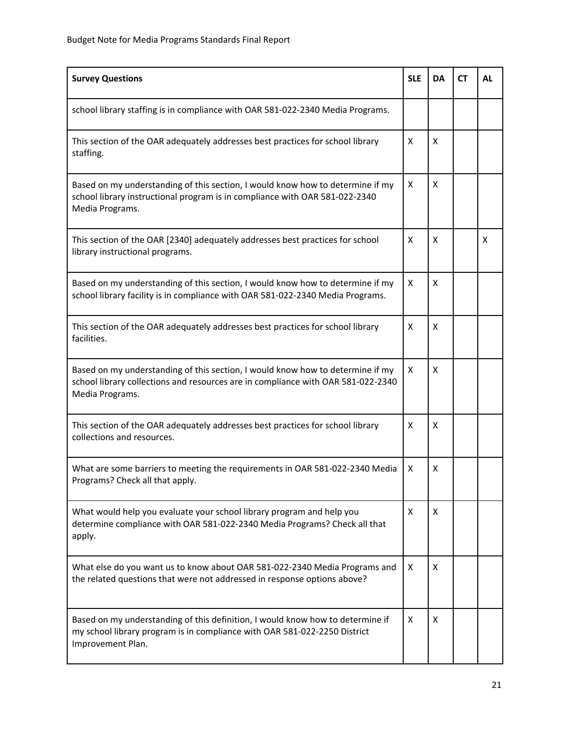| Survey Questions | SLE | DA | CT | AL |
|---|---|---|---|---|
| school library staffing is in compliance with OAR 581-022-2340 Media Programs. | | | | |
| This section of the OAR adequately addresses best practices for school library staffing. | X | X | | |
| Based on my understanding of this section, I would know how to determine if my school library instructional program is in compliance with OAR 581-022-2340 Media Programs. | X | X | | |
| This section of the OAR [2340] adequately addresses best practices for school library instructional programs. | X | X | | X |
| Based on my understanding of this section, I would know how to determine if my school library facility is in compliance with OAR 581-022-2340 Media Programs. | X | X | | |
| This section of the OAR adequately addresses best practices for school library facilities. | X | X | | |
| Based on my understanding of this section, I would know how to determine if my school library collections and resources are in compliance with OAR 581-022-2340 Media Programs. | X | X | | |
| This section of the OAR adequately addresses best practices for school library collections and resources. | X | X | | |
| What are some barriers to meeting the requirements in OAR 581-022-2340 Media Programs? Check all that apply. | X | X | | |
| What would help you evaluate your school library program and help you determine compliance with OAR 581-022-2340 Media Programs? Check all that apply. | X | X | | |
| What else do you want us to know about OAR 581-022-2340 Media Programs and the related questions that were not addressed in response options above? | X | X | | |
| Based on my understanding of this definition, I would know how to determine if my school library program is in compliance with OAR 581-022-2250 District Improvement Plan. | X | X | | |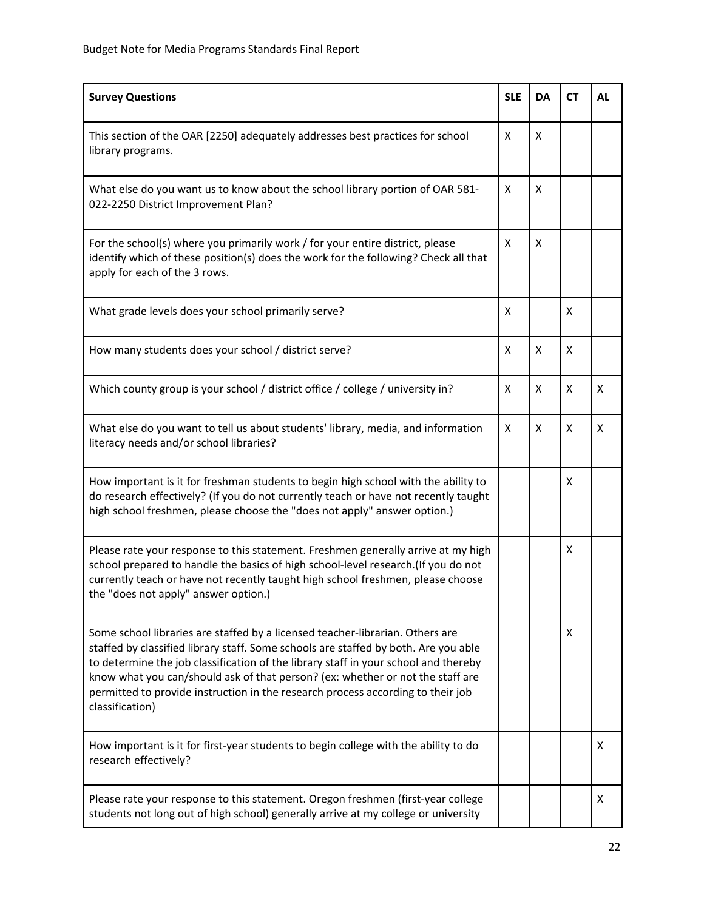| Survey Questions | SLE | DA | CT | AL |
|---|---|---|---|---|
| This section of the OAR [2250] adequately addresses best practices for school library programs. | X | X | | |
| What else do you want us to know about the school library portion of OAR 581-022-2250 District Improvement Plan? | X | X | | |
| For the school(s) where you primarily work / for your entire district, please identify which of these position(s) does the work for the following? Check all that apply for each of the 3 rows. | X | X | | |
| What grade levels does your school primarily serve? | X | | X | |
| How many students does your school / district serve? | X | X | X | |
| Which county group is your school / district office / college / university in? | X | X | X | X |
| What else do you want to tell us about students' library, media, and information literacy needs and/or school libraries? | X | X | X | X |
| How important is it for freshman students to begin high school with the ability to do research effectively? (If you do not currently teach or have not recently taught high school freshmen, please choose the "does not apply" answer option.) | | | X | |
| Please rate your response to this statement. Freshmen generally arrive at my high school prepared to handle the basics of high school-level research.(If you do not currently teach or have not recently taught high school freshmen, please choose the "does not apply" answer option.) | | | X | |
| Some school libraries are staffed by a licensed teacher-librarian. Others are staffed by classified library staff. Some schools are staffed by both. Are you able to determine the job classification of the library staff in your school and thereby know what you can/should ask of that person? (ex: whether or not the staff are permitted to provide instruction in the research process according to their job classification) | | | X | |
| How important is it for first-year students to begin college with the ability to do research effectively? | | | | X |
| Please rate your response to this statement. Oregon freshmen (first-year college students not long out of high school) generally arrive at my college or university | | | | X |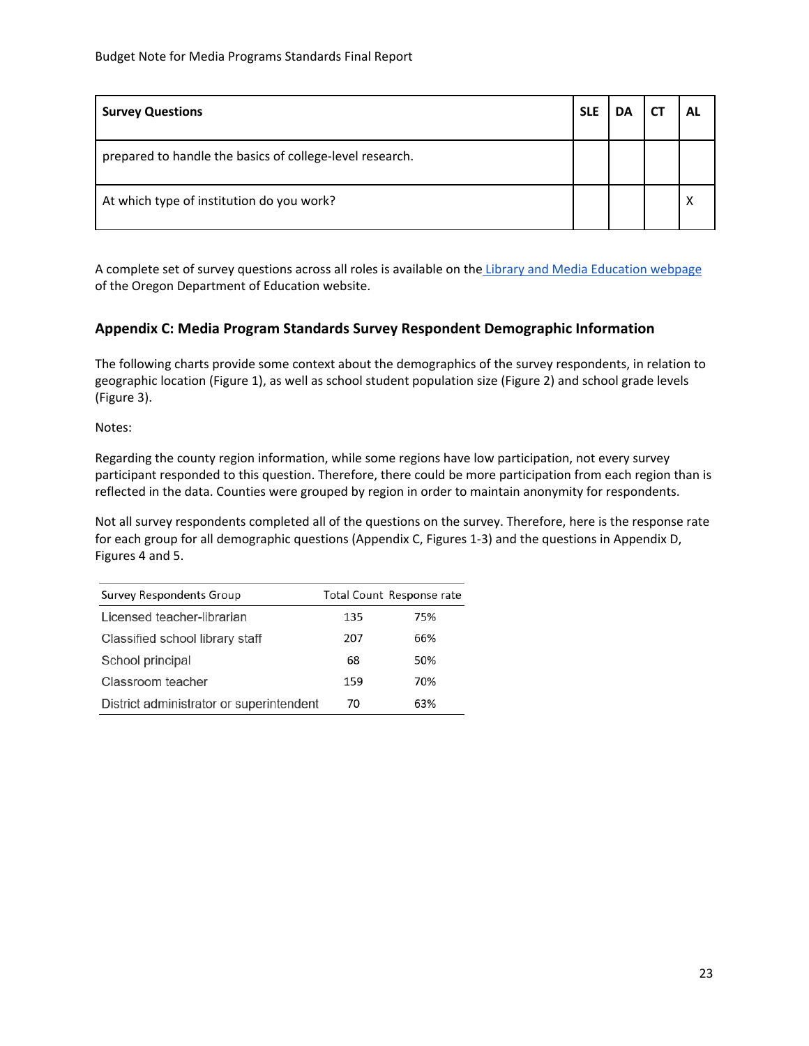| Survey Questions | SLE | DA | CT | AL |
|---|---|---|---|---|
| prepared to handle the basics of college-level research. | | | | |
| At which type of institution do you work? | | | | X |

A complete set of survey questions across all roles is available on the Library and Media Education webpage of the Oregon Department of Education website.

## Appendix C: Media Program Standards Survey Respondent Demographic Information

The following charts provide some context about the demographics of the survey respondents, in relation to geographic location (Figure 1), as well as school student population size (Figure 2) and school grade levels (Figure 3).

Notes:

Regarding the county region information, while some regions have low participation, not every survey participant responded to this question. Therefore, there could be more participation from each region than is reflected in the data. Counties were grouped by region in order to maintain anonymity for respondents.

Not all survey respondents completed all of the questions on the survey. Therefore, here is the response rate for each group for all demographic questions (Appendix C, Figures 1-3) and the questions in Appendix D, Figures 4 and 5.

| Survey Respondents Group | Total Count | Response rate |
|---|---|---|
| Licensed teacher-librarian | 135 | 75% |
| Classified school library staff | 207 | 66% |
| School principal | 68 | 50% |
| Classroom teacher | 159 | 70% |
| District administrator or superintendent | 70 | 63% |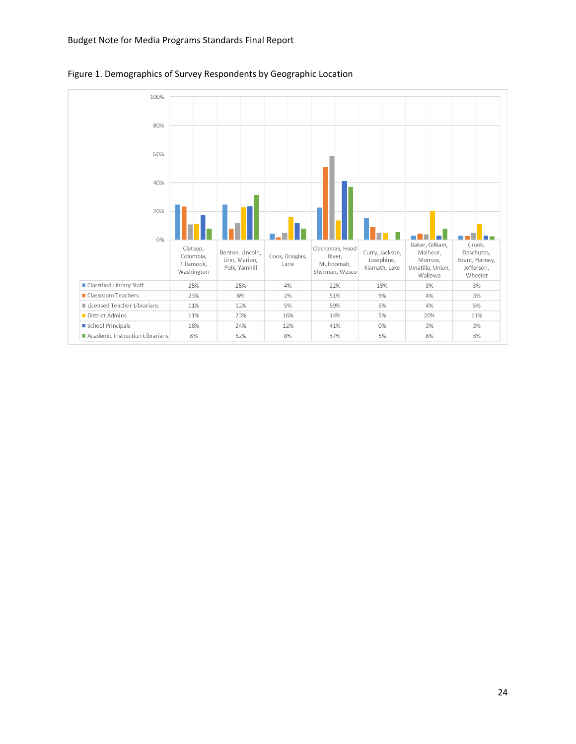Figure 1. Demographics of Survey Respondents by Geographic Location

| | Clatsop, Columbia, Tillamook, Washington | Benton, Lincoln, Linn, Marion, Polk, Yamhill | Coos, Douglas, Lane | Clackamas, Hood River, Multnomah, Sherman, Wasco | Curry, Jackson, Josephine, Klamath, Lake | Baker, Gilliam, Malheur, Morrow, Umatilla, Union, Wallowa | Crook, Deschutes, Grant, Harney, Jefferson, Wheeler |
|---|---|---|---|---|---|---|---|
| Classified Library Staff | 25% | 25% | 4% | 22% | 15% | 3% | 3% |
| Classroom Teachers | 23% | 8% | 2% | 51% | 9% | 4% | 3% |
| Licensed Teacher-Librarians | 11% | 12% | 5% | 59% | 5% | 4% | 5% |
| District Admins | 11% | 23% | 16% | 14% | 5% | 20% | 11% |
| School Principals | 18% | 24% | 12% | 41% | 0% | 3% | 3% |
| Academic Instruction Librarians | 8% | 32% | 8% | 37% | 5% | 8% | 3% |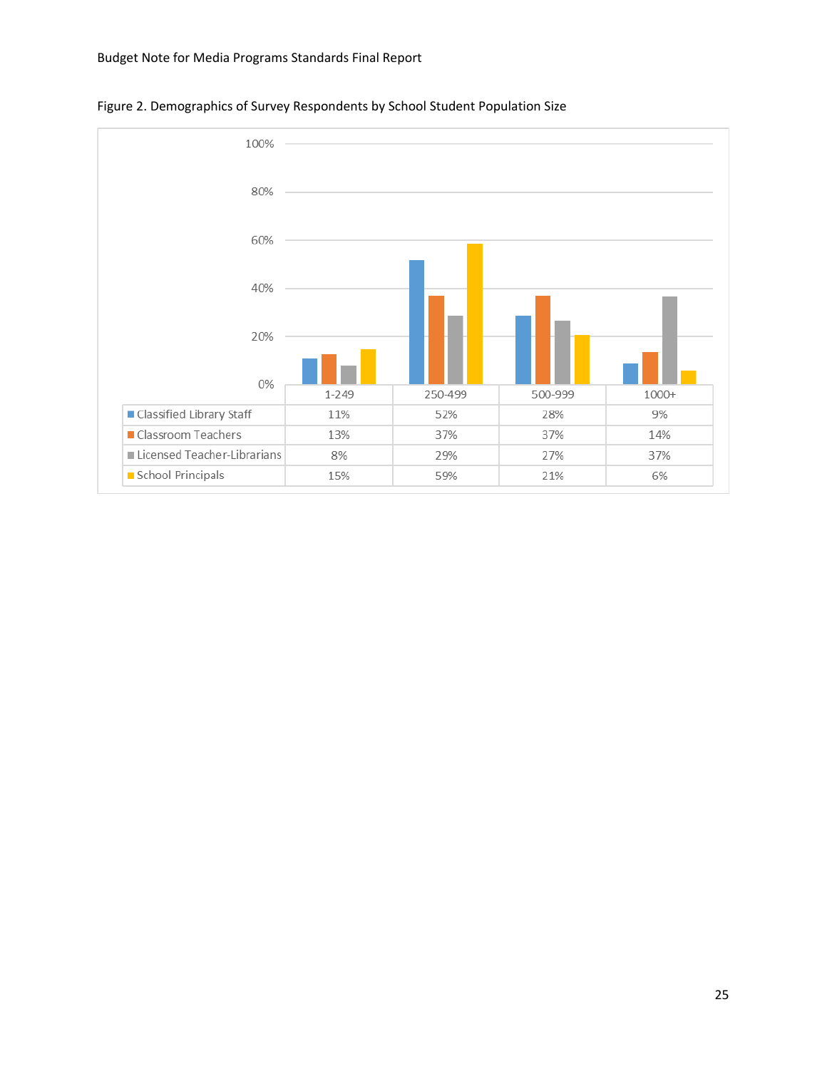Figure 2. Demographics of Survey Respondents by School Student Population Size

| | 1-249 | 250-499 | 500-999 | 1000+ |
|---|---|---|---|---|
| Classified Library Staff | 11% | 52% | 28% | 9% |
| Classroom Teachers | 13% | 37% | 37% | 14% |
| Licensed Teacher-Librarians | 8% | 29% | 27% | 37% |
| School Principals | 15% | 59% | 21% | 6% |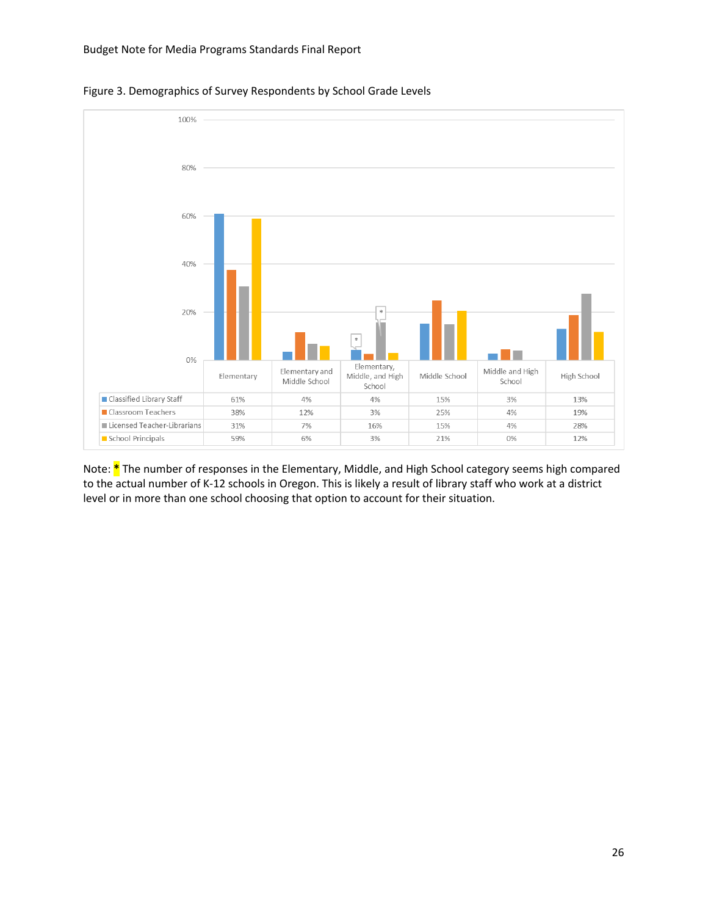Figure 3. Demographics of Survey Respondents by School Grade Levels

| | Elementary | Elementary and Middle School | Elementary, Middle, and High School | Middle School | Middle and High School | High School |
|---|---|---|---|---|---|---|
| Classified Library Staff | 61% | 4% | 4% | 15% | 3% | 13% |
| Classroom Teachers | 38% | 12% | 3% | 25% | 4% | 19% |
| Licensed Teacher-Librarians | 31% | 7% | 16% | 15% | 4% | 28% |
| School Principals | 59% | 6% | 3% | 21% | 0% | 12% |

Note: * The number of responses in the Elementary, Middle, and High School category seems high compared to the actual number of K-12 schools in Oregon. This is likely a result of library staff who work at a district level or in more than one school choosing that option to account for their situation.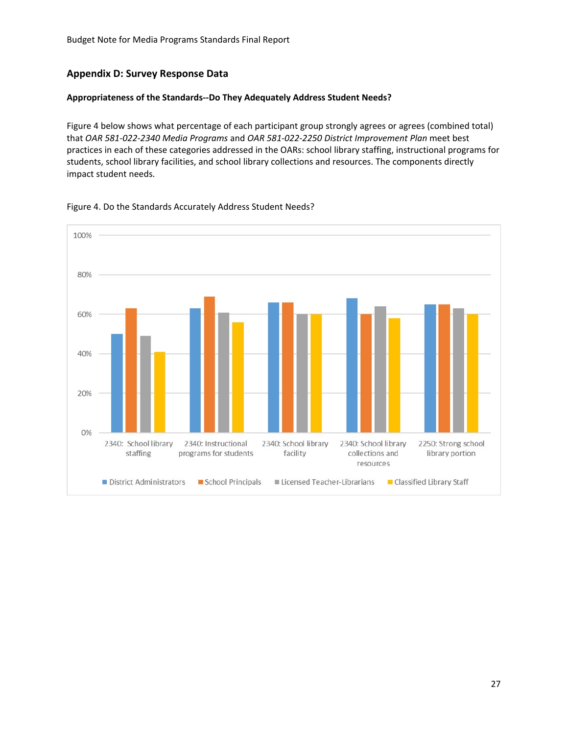## Appendix D: Survey Response Data

### Appropriateness of the Standards--Do They Adequately Address Student Needs?

Figure 4 below shows what percentage of each participant group strongly agrees or agrees (combined total) that *OAR 581-022-2340 Media Programs* and *OAR 581-022-2250 District Improvement Plan* meet best practices in each of these categories addressed in the OARs: school library staffing, instructional programs for students, school library facilities, and school library collections and resources. The components directly impact student needs.

Figure 4. Do the Standards Accurately Address Student Needs?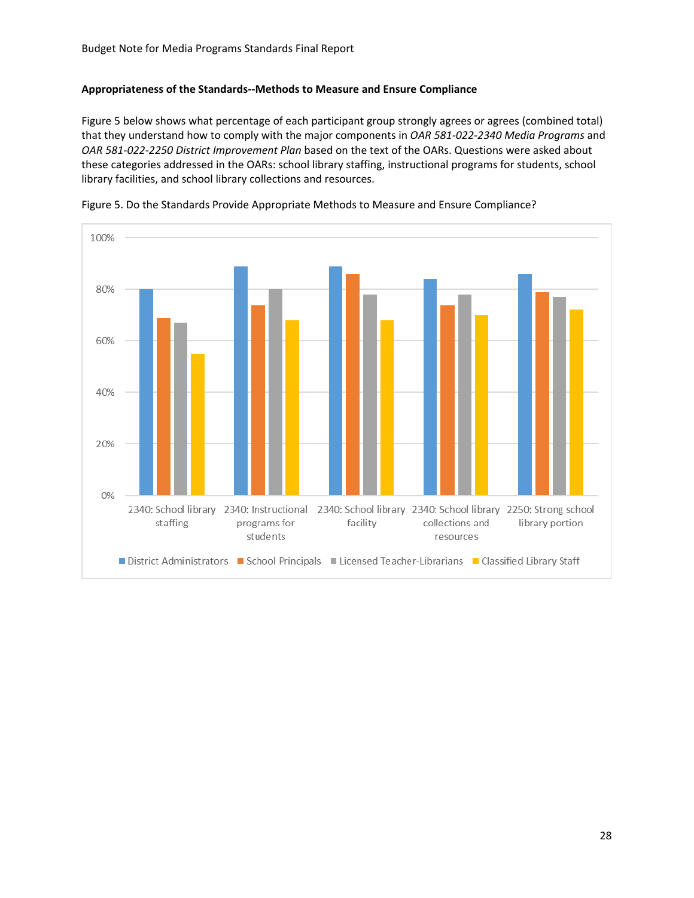### Appropriateness of the Standards--Methods to Measure and Ensure Compliance

Figure 5 below shows what percentage of each participant group strongly agrees or agrees (combined total) that they understand how to comply with the major components in *OAR 581-022-2340 Media Programs* and *OAR 581-022-2250 District Improvement Plan* based on the text of the OARs. Questions were asked about these categories addressed in the OARs: school library staffing, instructional programs for students, school library facilities, and school library collections and resources.

Figure 5. Do the Standards Provide Appropriate Methods to Measure and Ensure Compliance?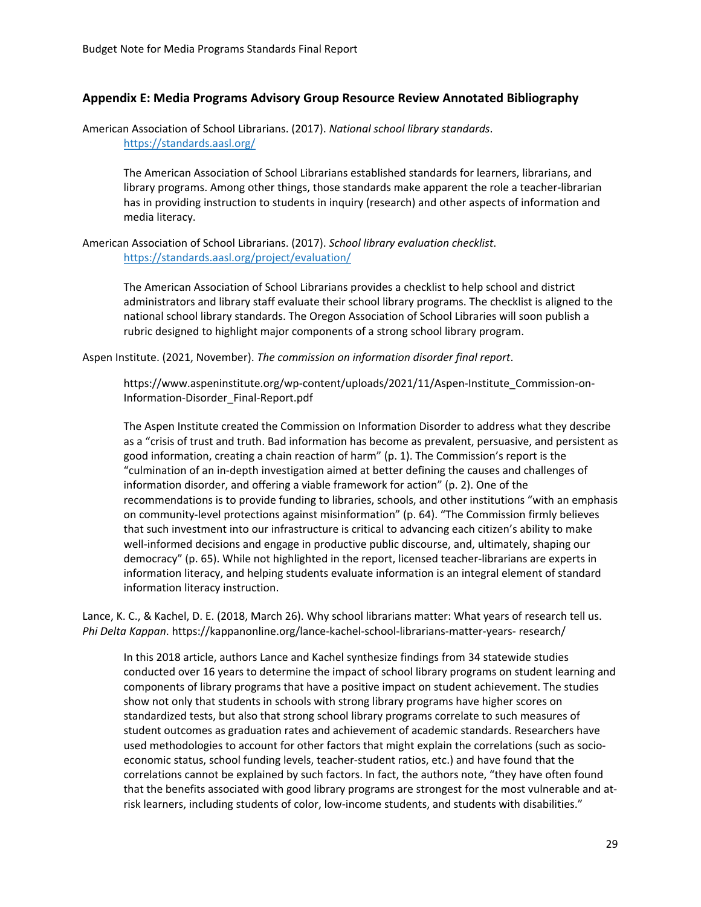## Appendix E: Media Programs Advisory Group Resource Review Annotated Bibliography

American Association of School Librarians. (2017). *National school library standards*. https://standards.aasl.org/

> The American Association of School Librarians established standards for learners, librarians, and library programs. Among other things, those standards make apparent the role a teacher-librarian has in providing instruction to students in inquiry (research) and other aspects of information and media literacy.

American Association of School Librarians. (2017). *School library evaluation checklist*. https://standards.aasl.org/project/evaluation/

> The American Association of School Librarians provides a checklist to help school and district administrators and library staff evaluate their school library programs. The checklist is aligned to the national school library standards. The Oregon Association of School Libraries will soon publish a rubric designed to highlight major components of a strong school library program.

Aspen Institute. (2021, November). *The commission on information disorder final report*.

> https://www.aspeninstitute.org/wp-content/uploads/2021/11/Aspen-Institute_Commission-on-Information-Disorder_Final-Report.pdf
>
> The Aspen Institute created the Commission on Information Disorder to address what they describe as a "crisis of trust and truth. Bad information has become as prevalent, persuasive, and persistent as good information, creating a chain reaction of harm" (p. 1). The Commission's report is the "culmination of an in-depth investigation aimed at better defining the causes and challenges of information disorder, and offering a viable framework for action" (p. 2). One of the recommendations is to provide funding to libraries, schools, and other institutions "with an emphasis on community-level protections against misinformation" (p. 64). "The Commission firmly believes that such investment into our infrastructure is critical to advancing each citizen's ability to make well-informed decisions and engage in productive public discourse, and, ultimately, shaping our democracy" (p. 65). While not highlighted in the report, licensed teacher-librarians are experts in information literacy, and helping students evaluate information is an integral element of standard information literacy instruction.

Lance, K. C., & Kachel, D. E. (2018, March 26). Why school librarians matter: What years of research tell us. *Phi Delta Kappan*. https://kappanonline.org/lance-kachel-school-librarians-matter-years- research/

> In this 2018 article, authors Lance and Kachel synthesize findings from 34 statewide studies conducted over 16 years to determine the impact of school library programs on student learning and components of library programs that have a positive impact on student achievement. The studies show not only that students in schools with strong library programs have higher scores on standardized tests, but also that strong school library programs correlate to such measures of student outcomes as graduation rates and achievement of academic standards. Researchers have used methodologies to account for other factors that might explain the correlations (such as socio-economic status, school funding levels, teacher-student ratios, etc.) and have found that the correlations cannot be explained by such factors. In fact, the authors note, "they have often found that the benefits associated with good library programs are strongest for the most vulnerable and at-risk learners, including students of color, low-income students, and students with disabilities."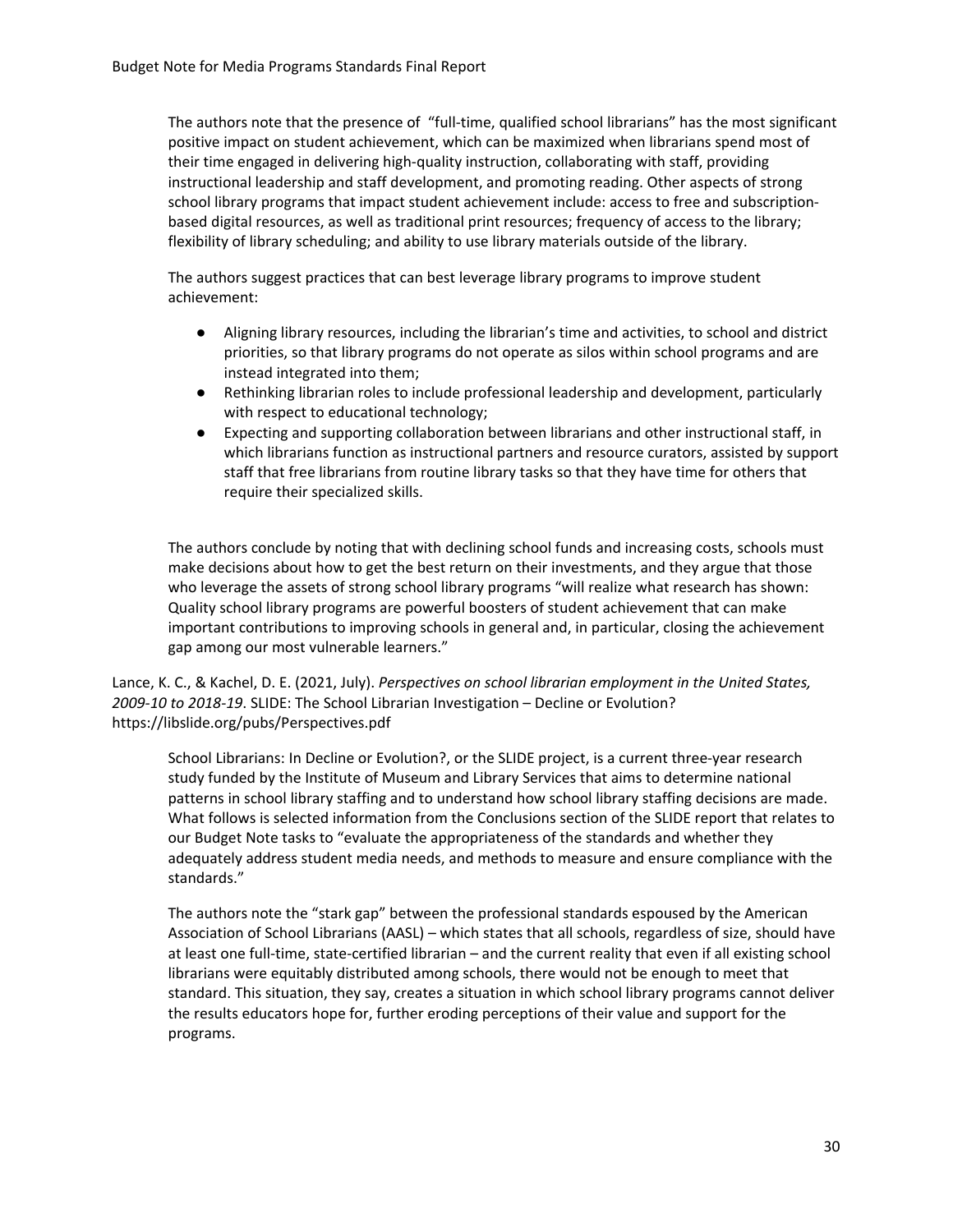The authors note that the presence of "full-time, qualified school librarians" has the most significant positive impact on student achievement, which can be maximized when librarians spend most of their time engaged in delivering high-quality instruction, collaborating with staff, providing instructional leadership and staff development, and promoting reading. Other aspects of strong school library programs that impact student achievement include: access to free and subscription-based digital resources, as well as traditional print resources; frequency of access to the library; flexibility of library scheduling; and ability to use library materials outside of the library.

The authors suggest practices that can best leverage library programs to improve student achievement:

- Aligning library resources, including the librarian's time and activities, to school and district priorities, so that library programs do not operate as silos within school programs and are instead integrated into them;
- Rethinking librarian roles to include professional leadership and development, particularly with respect to educational technology;
- Expecting and supporting collaboration between librarians and other instructional staff, in which librarians function as instructional partners and resource curators, assisted by support staff that free librarians from routine library tasks so that they have time for others that require their specialized skills.

The authors conclude by noting that with declining school funds and increasing costs, schools must make decisions about how to get the best return on their investments, and they argue that those who leverage the assets of strong school library programs "will realize what research has shown: Quality school library programs are powerful boosters of student achievement that can make important contributions to improving schools in general and, in particular, closing the achievement gap among our most vulnerable learners."

Lance, K. C., & Kachel, D. E. (2021, July). *Perspectives on school librarian employment in the United States, 2009-10 to 2018-19*. SLIDE: The School Librarian Investigation – Decline or Evolution? https://libslide.org/pubs/Perspectives.pdf

School Librarians: In Decline or Evolution?, or the SLIDE project, is a current three-year research study funded by the Institute of Museum and Library Services that aims to determine national patterns in school library staffing and to understand how school library staffing decisions are made. What follows is selected information from the Conclusions section of the SLIDE report that relates to our Budget Note tasks to "evaluate the appropriateness of the standards and whether they adequately address student media needs, and methods to measure and ensure compliance with the standards."

The authors note the "stark gap" between the professional standards espoused by the American Association of School Librarians (AASL) – which states that all schools, regardless of size, should have at least one full-time, state-certified librarian – and the current reality that even if all existing school librarians were equitably distributed among schools, there would not be enough to meet that standard. This situation, they say, creates a situation in which school library programs cannot deliver the results educators hope for, further eroding perceptions of their value and support for the programs.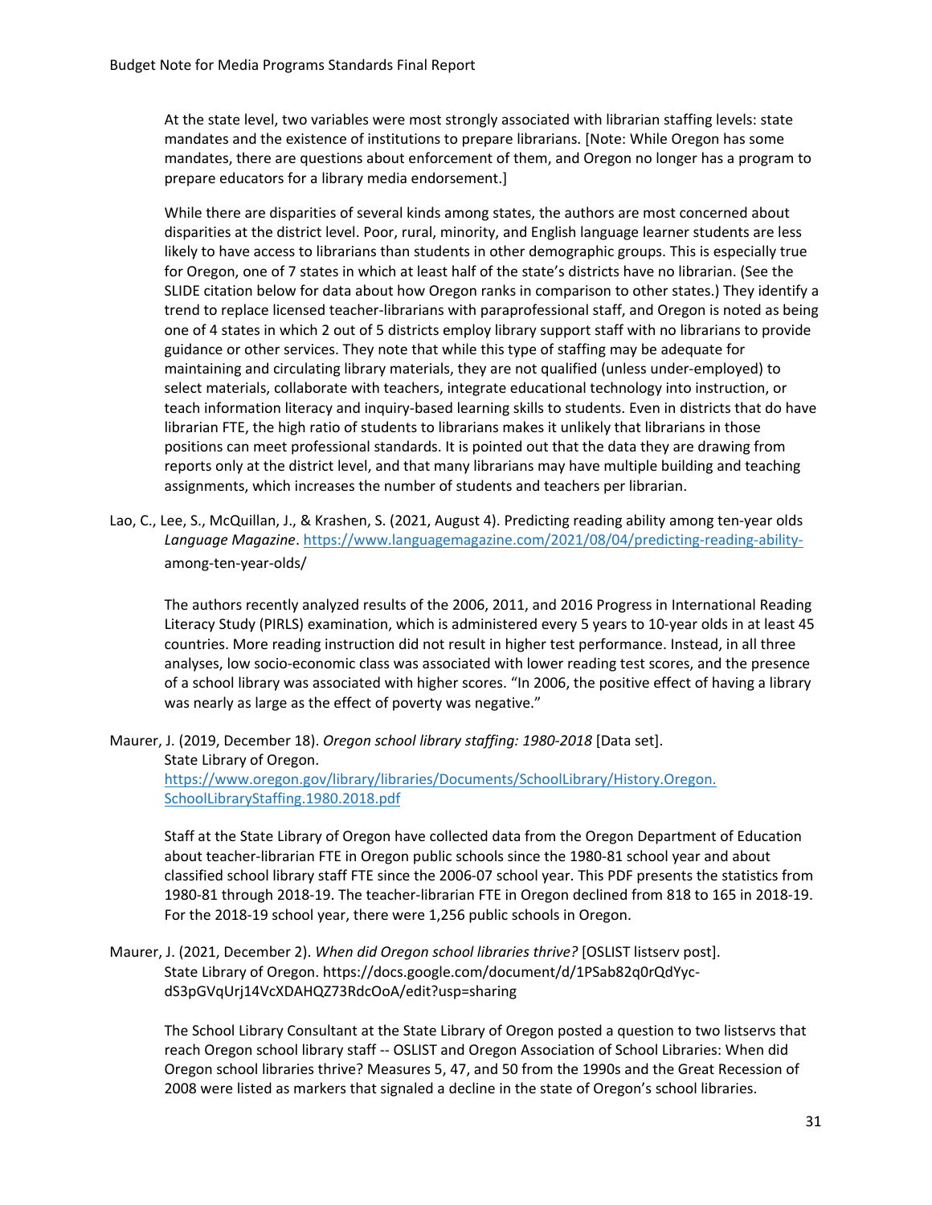At the state level, two variables were most strongly associated with librarian staffing levels: state mandates and the existence of institutions to prepare librarians. [Note: While Oregon has some mandates, there are questions about enforcement of them, and Oregon no longer has a program to prepare educators for a library media endorsement.]

While there are disparities of several kinds among states, the authors are most concerned about disparities at the district level. Poor, rural, minority, and English language learner students are less likely to have access to librarians than students in other demographic groups. This is especially true for Oregon, one of 7 states in which at least half of the state's districts have no librarian. (See the SLIDE citation below for data about how Oregon ranks in comparison to other states.) They identify a trend to replace licensed teacher-librarians with paraprofessional staff, and Oregon is noted as being one of 4 states in which 2 out of 5 districts employ library support staff with no librarians to provide guidance or other services. They note that while this type of staffing may be adequate for maintaining and circulating library materials, they are not qualified (unless under-employed) to select materials, collaborate with teachers, integrate educational technology into instruction, or teach information literacy and inquiry-based learning skills to students. Even in districts that do have librarian FTE, the high ratio of students to librarians makes it unlikely that librarians in those positions can meet professional standards. It is pointed out that the data they are drawing from reports only at the district level, and that many librarians may have multiple building and teaching assignments, which increases the number of students and teachers per librarian.

Lao, C., Lee, S., McQuillan, J., & Krashen, S. (2021, August 4). Predicting reading ability among ten-year olds *Language Magazine*. https://www.languagemagazine.com/2021/08/04/predicting-reading-ability-among-ten-year-olds/

The authors recently analyzed results of the 2006, 2011, and 2016 Progress in International Reading Literacy Study (PIRLS) examination, which is administered every 5 years to 10-year olds in at least 45 countries. More reading instruction did not result in higher test performance. Instead, in all three analyses, low socio-economic class was associated with lower reading test scores, and the presence of a school library was associated with higher scores. "In 2006, the positive effect of having a library was nearly as large as the effect of poverty was negative."

Maurer, J. (2019, December 18). *Oregon school library staffing: 1980-2018* [Data set]. State Library of Oregon. https://www.oregon.gov/library/libraries/Documents/SchoolLibrary/History.Oregon.SchoolLibraryStaffing.1980.2018.pdf

Staff at the State Library of Oregon have collected data from the Oregon Department of Education about teacher-librarian FTE in Oregon public schools since the 1980-81 school year and about classified school library staff FTE since the 2006-07 school year. This PDF presents the statistics from 1980-81 through 2018-19. The teacher-librarian FTE in Oregon declined from 818 to 165 in 2018-19. For the 2018-19 school year, there were 1,256 public schools in Oregon.

Maurer, J. (2021, December 2). *When did Oregon school libraries thrive?* [OSLIST listserv post]. State Library of Oregon. https://docs.google.com/document/d/1PSab82q0rQdYyc-dS3pGVqUrj14VcXDAHQZ73RdcOoA/edit?usp=sharing

The School Library Consultant at the State Library of Oregon posted a question to two listservs that reach Oregon school library staff -- OSLIST and Oregon Association of School Libraries: When did Oregon school libraries thrive? Measures 5, 47, and 50 from the 1990s and the Great Recession of 2008 were listed as markers that signaled a decline in the state of Oregon's school libraries.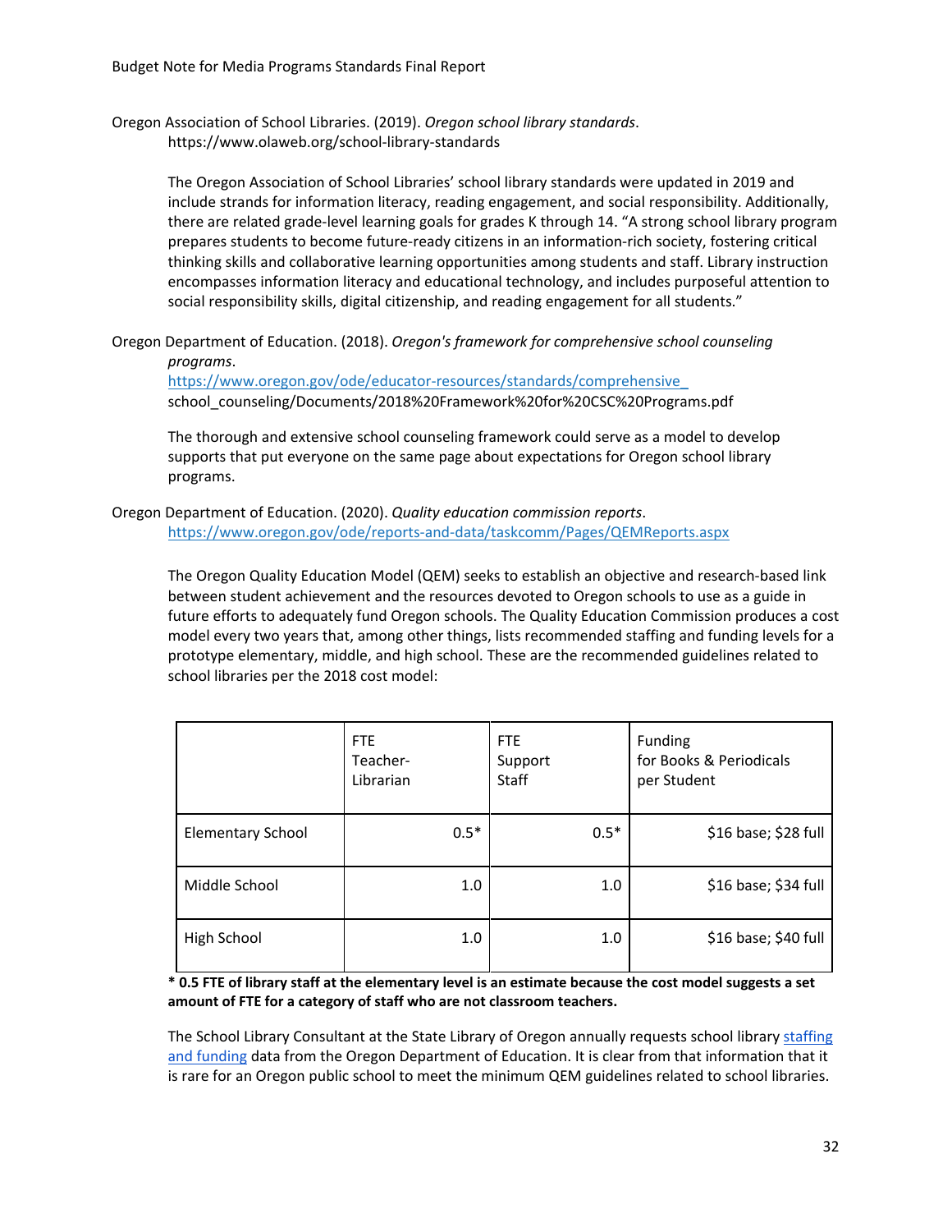Oregon Association of School Libraries. (2019). *Oregon school library standards*. https://www.olaweb.org/school-library-standards

The Oregon Association of School Libraries' school library standards were updated in 2019 and include strands for information literacy, reading engagement, and social responsibility. Additionally, there are related grade-level learning goals for grades K through 14. "A strong school library program prepares students to become future-ready citizens in an information-rich society, fostering critical thinking skills and collaborative learning opportunities among students and staff. Library instruction encompasses information literacy and educational technology, and includes purposeful attention to social responsibility skills, digital citizenship, and reading engagement for all students."

Oregon Department of Education. (2018). *Oregon's framework for comprehensive school counseling programs*. https://www.oregon.gov/ode/educator-resources/standards/comprehensive_school_counseling/Documents/2018%20Framework%20for%20CSC%20Programs.pdf

The thorough and extensive school counseling framework could serve as a model to develop supports that put everyone on the same page about expectations for Oregon school library programs.

Oregon Department of Education. (2020). *Quality education commission reports*. https://www.oregon.gov/ode/reports-and-data/taskcomm/Pages/QEMReports.aspx

The Oregon Quality Education Model (QEM) seeks to establish an objective and research-based link between student achievement and the resources devoted to Oregon schools to use as a guide in future efforts to adequately fund Oregon schools. The Quality Education Commission produces a cost model every two years that, among other things, lists recommended staffing and funding levels for a prototype elementary, middle, and high school. These are the recommended guidelines related to school libraries per the 2018 cost model:

| | FTE Teacher-Librarian | FTE Support Staff | Funding for Books & Periodicals per Student |
|---|---:|---:|---:|
| Elementary School | 0.5* | 0.5* | $16 base; $28 full |
| Middle School | 1.0 | 1.0 | $16 base; $34 full |
| High School | 1.0 | 1.0 | $16 base; $40 full |

**\* 0.5 FTE of library staff at the elementary level is an estimate because the cost model suggests a set amount of FTE for a category of staff who are not classroom teachers.**

The School Library Consultant at the State Library of Oregon annually requests school library staffing and funding data from the Oregon Department of Education. It is clear from that information that it is rare for an Oregon public school to meet the minimum QEM guidelines related to school libraries.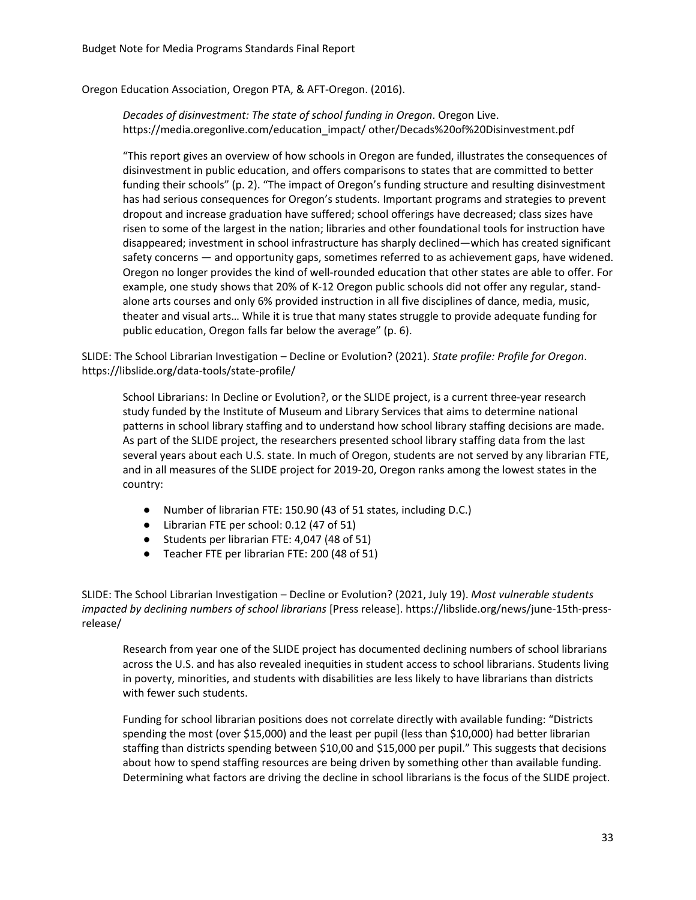Oregon Education Association, Oregon PTA, & AFT-Oregon. (2016).

> *Decades of disinvestment: The state of school funding in Oregon*. Oregon Live. https://media.oregonlive.com/education_impact/ other/Decads%20of%20Disinvestment.pdf
>
> "This report gives an overview of how schools in Oregon are funded, illustrates the consequences of disinvestment in public education, and offers comparisons to states that are committed to better funding their schools" (p. 2). "The impact of Oregon's funding structure and resulting disinvestment has had serious consequences for Oregon's students. Important programs and strategies to prevent dropout and increase graduation have suffered; school offerings have decreased; class sizes have risen to some of the largest in the nation; libraries and other foundational tools for instruction have disappeared; investment in school infrastructure has sharply declined—which has created significant safety concerns — and opportunity gaps, sometimes referred to as achievement gaps, have widened. Oregon no longer provides the kind of well-rounded education that other states are able to offer. For example, one study shows that 20% of K-12 Oregon public schools did not offer any regular, stand-alone arts courses and only 6% provided instruction in all five disciplines of dance, media, music, theater and visual arts… While it is true that many states struggle to provide adequate funding for public education, Oregon falls far below the average" (p. 6).

SLIDE: The School Librarian Investigation – Decline or Evolution? (2021). *State profile: Profile for Oregon*. https://libslide.org/data-tools/state-profile/

> School Librarians: In Decline or Evolution?, or the SLIDE project, is a current three-year research study funded by the Institute of Museum and Library Services that aims to determine national patterns in school library staffing and to understand how school library staffing decisions are made. As part of the SLIDE project, the researchers presented school library staffing data from the last several years about each U.S. state. In much of Oregon, students are not served by any librarian FTE, and in all measures of the SLIDE project for 2019-20, Oregon ranks among the lowest states in the country:
>
> - Number of librarian FTE: 150.90 (43 of 51 states, including D.C.)
> - Librarian FTE per school: 0.12 (47 of 51)
> - Students per librarian FTE: 4,047 (48 of 51)
> - Teacher FTE per librarian FTE: 200 (48 of 51)

SLIDE: The School Librarian Investigation – Decline or Evolution? (2021, July 19). *Most vulnerable students impacted by declining numbers of school librarians* [Press release]. https://libslide.org/news/june-15th-press-release/

> Research from year one of the SLIDE project has documented declining numbers of school librarians across the U.S. and has also revealed inequities in student access to school librarians. Students living in poverty, minorities, and students with disabilities are less likely to have librarians than districts with fewer such students.
>
> Funding for school librarian positions does not correlate directly with available funding: "Districts spending the most (over $15,000) and the least per pupil (less than $10,000) had better librarian staffing than districts spending between $10,00 and $15,000 per pupil." This suggests that decisions about how to spend staffing resources are being driven by something other than available funding. Determining what factors are driving the decline in school librarians is the focus of the SLIDE project.